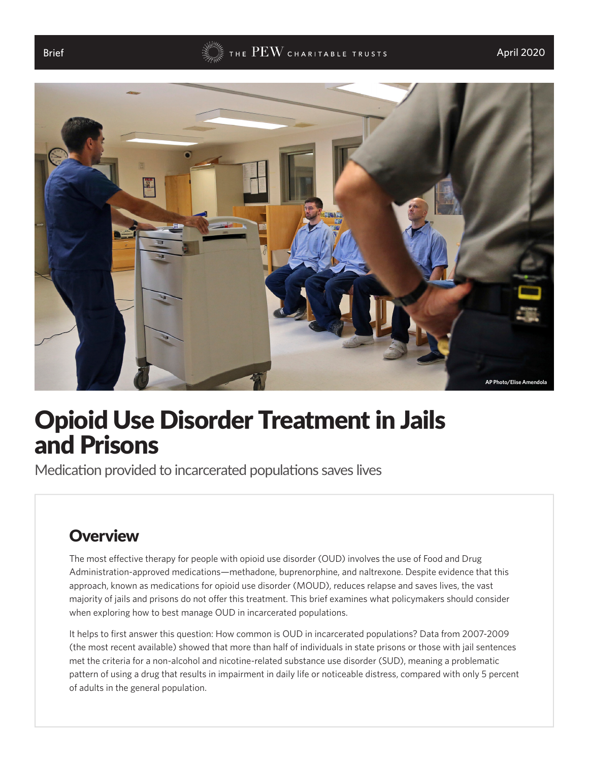Brief

April 2020

AP Photo/Elise Amendola

# Opioid Use Disorder Treatment in Jails and Prisons

Medication provided to incarcerated populations saves lives

## Overview

The most effective therapy for people with opioid use disorder (OUD) involves the use of Food and Drug Administration-approved medications—methadone, buprenorphine, and naltrexone. Despite evidence that this approach, known as medications for opioid use disorder (MOUD), reduces relapse and saves lives, the vast majority of jails and prisons do not offer this treatment. This brief examines what policymakers should consider when exploring how to best manage OUD in incarcerated populations.

It helps to first answer this question: How common is OUD in incarcerated populations? Data from 2007-2009 (the most recent available) showed that more than half of individuals in state prisons or those with jail sentences met the criteria for a non-alcohol and nicotine-related substance use disorder (SUD), meaning a problematic pattern of using a drug that results in impairment in daily life or noticeable distress, compared with only 5 percent of adults in the general population.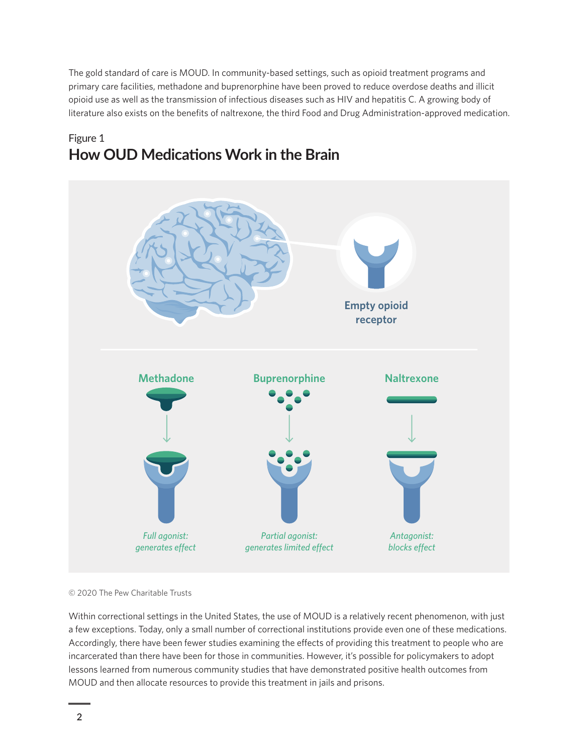The gold standard of care is MOUD. In community-based settings, such as opioid treatment programs and primary care facilities, methadone and buprenorphine have been proved to reduce overdose deaths and illicit opioid use as well as the transmission of infectious diseases such as HIV and hepatitis C. A growing body of literature also exists on the benefits of naltrexone, the third Food and Drug Administration-approved medication.

Figure 1

## How OUD Medications Work in the Brain

Empty opioid receptor

| Methadone | Buprenorphine | Naltrexone |
|---|---|---|
| *Full agonist: generates effect* | *Partial agonist: generates limited effect* | *Antagonist: blocks effect* |

© 2020 The Pew Charitable Trusts

Within correctional settings in the United States, the use of MOUD is a relatively recent phenomenon, with just a few exceptions. Today, only a small number of correctional institutions provide even one of these medications. Accordingly, there have been fewer studies examining the effects of providing this treatment to people who are incarcerated than there have been for those in communities. However, it's possible for policymakers to adopt lessons learned from numerous community studies that have demonstrated positive health outcomes from MOUD and then allocate resources to provide this treatment in jails and prisons.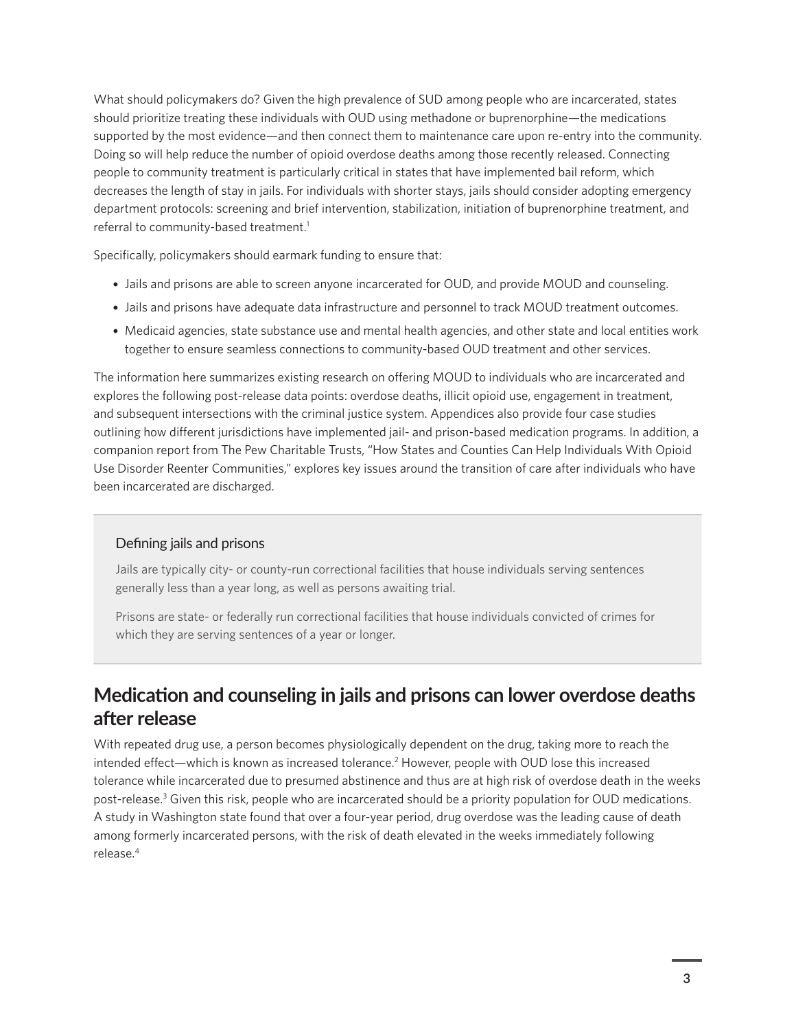What should policymakers do? Given the high prevalence of SUD among people who are incarcerated, states should prioritize treating these individuals with OUD using methadone or buprenorphine—the medications supported by the most evidence—and then connect them to maintenance care upon re-entry into the community. Doing so will help reduce the number of opioid overdose deaths among those recently released. Connecting people to community treatment is particularly critical in states that have implemented bail reform, which decreases the length of stay in jails. For individuals with shorter stays, jails should consider adopting emergency department protocols: screening and brief intervention, stabilization, initiation of buprenorphine treatment, and referral to community-based treatment.[1]

Specifically, policymakers should earmark funding to ensure that:

- Jails and prisons are able to screen anyone incarcerated for OUD, and provide MOUD and counseling.
- Jails and prisons have adequate data infrastructure and personnel to track MOUD treatment outcomes.
- Medicaid agencies, state substance use and mental health agencies, and other state and local entities work together to ensure seamless connections to community-based OUD treatment and other services.

The information here summarizes existing research on offering MOUD to individuals who are incarcerated and explores the following post-release data points: overdose deaths, illicit opioid use, engagement in treatment, and subsequent intersections with the criminal justice system. Appendices also provide four case studies outlining how different jurisdictions have implemented jail- and prison-based medication programs. In addition, a companion report from The Pew Charitable Trusts, "How States and Counties Can Help Individuals With Opioid Use Disorder Reenter Communities," explores key issues around the transition of care after individuals who have been incarcerated are discharged.

### Defining jails and prisons

Jails are typically city- or county-run correctional facilities that house individuals serving sentences generally less than a year long, as well as persons awaiting trial.

Prisons are state- or federally run correctional facilities that house individuals convicted of crimes for which they are serving sentences of a year or longer.

## Medication and counseling in jails and prisons can lower overdose deaths after release

With repeated drug use, a person becomes physiologically dependent on the drug, taking more to reach the intended effect—which is known as increased tolerance.[2] However, people with OUD lose this increased tolerance while incarcerated due to presumed abstinence and thus are at high risk of overdose death in the weeks post-release.[3] Given this risk, people who are incarcerated should be a priority population for OUD medications. A study in Washington state found that over a four-year period, drug overdose was the leading cause of death among formerly incarcerated persons, with the risk of death elevated in the weeks immediately following release.[4]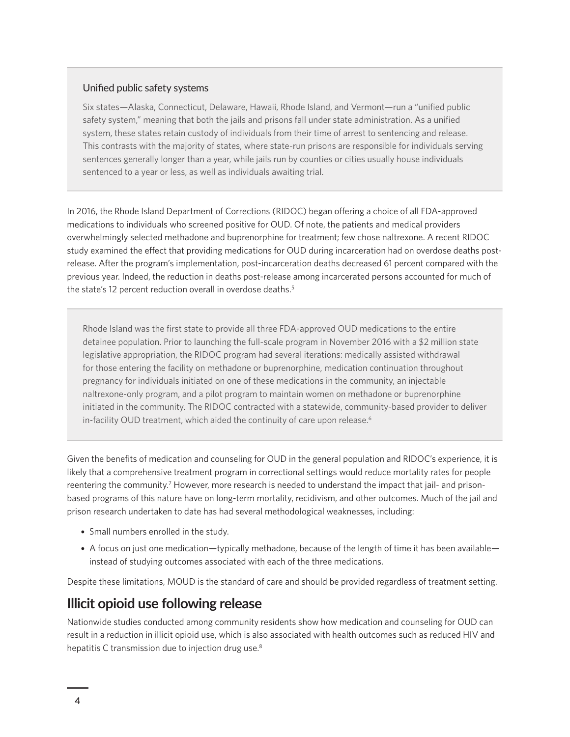### Unified public safety systems

Six states—Alaska, Connecticut, Delaware, Hawaii, Rhode Island, and Vermont—run a "unified public safety system," meaning that both the jails and prisons fall under state administration. As a unified system, these states retain custody of individuals from their time of arrest to sentencing and release. This contrasts with the majority of states, where state-run prisons are responsible for individuals serving sentences generally longer than a year, while jails run by counties or cities usually house individuals sentenced to a year or less, as well as individuals awaiting trial.

In 2016, the Rhode Island Department of Corrections (RIDOC) began offering a choice of all FDA-approved medications to individuals who screened positive for OUD. Of note, the patients and medical providers overwhelmingly selected methadone and buprenorphine for treatment; few chose naltrexone. A recent RIDOC study examined the effect that providing medications for OUD during incarceration had on overdose deaths post-release. After the program's implementation, post-incarceration deaths decreased 61 percent compared with the previous year. Indeed, the reduction in deaths post-release among incarcerated persons accounted for much of the state's 12 percent reduction overall in overdose deaths.[5]

Rhode Island was the first state to provide all three FDA-approved OUD medications to the entire detainee population. Prior to launching the full-scale program in November 2016 with a $2 million state legislative appropriation, the RIDOC program had several iterations: medically assisted withdrawal for those entering the facility on methadone or buprenorphine, medication continuation throughout pregnancy for individuals initiated on one of these medications in the community, an injectable naltrexone-only program, and a pilot program to maintain women on methadone or buprenorphine initiated in the community. The RIDOC contracted with a statewide, community-based provider to deliver in-facility OUD treatment, which aided the continuity of care upon release.[6]

Given the benefits of medication and counseling for OUD in the general population and RIDOC's experience, it is likely that a comprehensive treatment program in correctional settings would reduce mortality rates for people reentering the community.[7] However, more research is needed to understand the impact that jail- and prison-based programs of this nature have on long-term mortality, recidivism, and other outcomes. Much of the jail and prison research undertaken to date has had several methodological weaknesses, including:

- Small numbers enrolled in the study.
- A focus on just one medication—typically methadone, because of the length of time it has been available—instead of studying outcomes associated with each of the three medications.

Despite these limitations, MOUD is the standard of care and should be provided regardless of treatment setting.

## Illicit opioid use following release

Nationwide studies conducted among community residents show how medication and counseling for OUD can result in a reduction in illicit opioid use, which is also associated with health outcomes such as reduced HIV and hepatitis C transmission due to injection drug use.[8]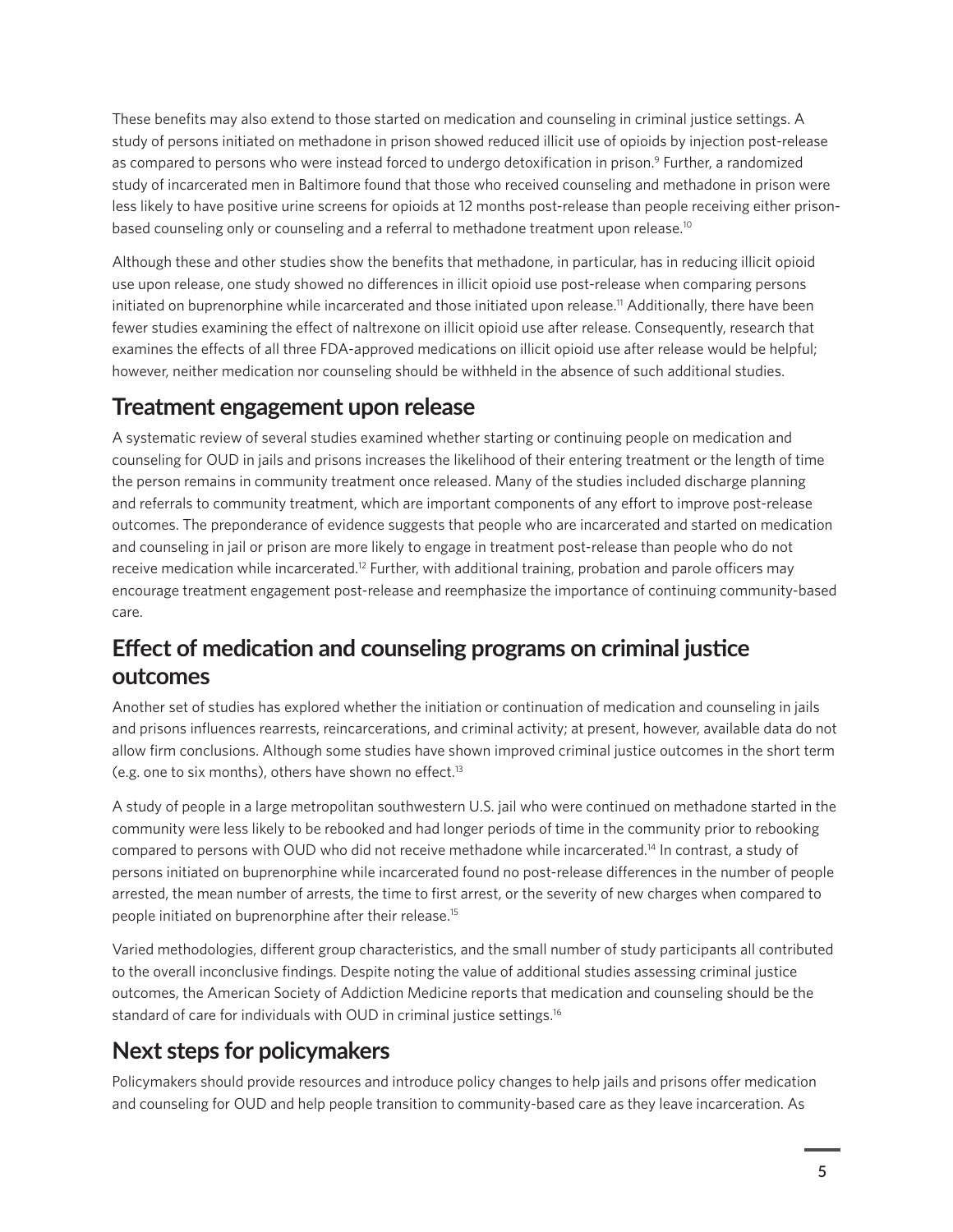These benefits may also extend to those started on medication and counseling in criminal justice settings. A study of persons initiated on methadone in prison showed reduced illicit use of opioids by injection post-release as compared to persons who were instead forced to undergo detoxification in prison.[9] Further, a randomized study of incarcerated men in Baltimore found that those who received counseling and methadone in prison were less likely to have positive urine screens for opioids at 12 months post-release than people receiving either prison-based counseling only or counseling and a referral to methadone treatment upon release.[10]

Although these and other studies show the benefits that methadone, in particular, has in reducing illicit opioid use upon release, one study showed no differences in illicit opioid use post-release when comparing persons initiated on buprenorphine while incarcerated and those initiated upon release.[11] Additionally, there have been fewer studies examining the effect of naltrexone on illicit opioid use after release. Consequently, research that examines the effects of all three FDA-approved medications on illicit opioid use after release would be helpful; however, neither medication nor counseling should be withheld in the absence of such additional studies.

## Treatment engagement upon release

A systematic review of several studies examined whether starting or continuing people on medication and counseling for OUD in jails and prisons increases the likelihood of their entering treatment or the length of time the person remains in community treatment once released. Many of the studies included discharge planning and referrals to community treatment, which are important components of any effort to improve post-release outcomes. The preponderance of evidence suggests that people who are incarcerated and started on medication and counseling in jail or prison are more likely to engage in treatment post-release than people who do not receive medication while incarcerated.[12] Further, with additional training, probation and parole officers may encourage treatment engagement post-release and reemphasize the importance of continuing community-based care.

## Effect of medication and counseling programs on criminal justice outcomes

Another set of studies has explored whether the initiation or continuation of medication and counseling in jails and prisons influences rearrests, reincarcerations, and criminal activity; at present, however, available data do not allow firm conclusions. Although some studies have shown improved criminal justice outcomes in the short term (e.g. one to six months), others have shown no effect.[13]

A study of people in a large metropolitan southwestern U.S. jail who were continued on methadone started in the community were less likely to be rebooked and had longer periods of time in the community prior to rebooking compared to persons with OUD who did not receive methadone while incarcerated.[14] In contrast, a study of persons initiated on buprenorphine while incarcerated found no post-release differences in the number of people arrested, the mean number of arrests, the time to first arrest, or the severity of new charges when compared to people initiated on buprenorphine after their release.[15]

Varied methodologies, different group characteristics, and the small number of study participants all contributed to the overall inconclusive findings. Despite noting the value of additional studies assessing criminal justice outcomes, the American Society of Addiction Medicine reports that medication and counseling should be the standard of care for individuals with OUD in criminal justice settings.[16]

## Next steps for policymakers

Policymakers should provide resources and introduce policy changes to help jails and prisons offer medication and counseling for OUD and help people transition to community-based care as they leave incarceration. As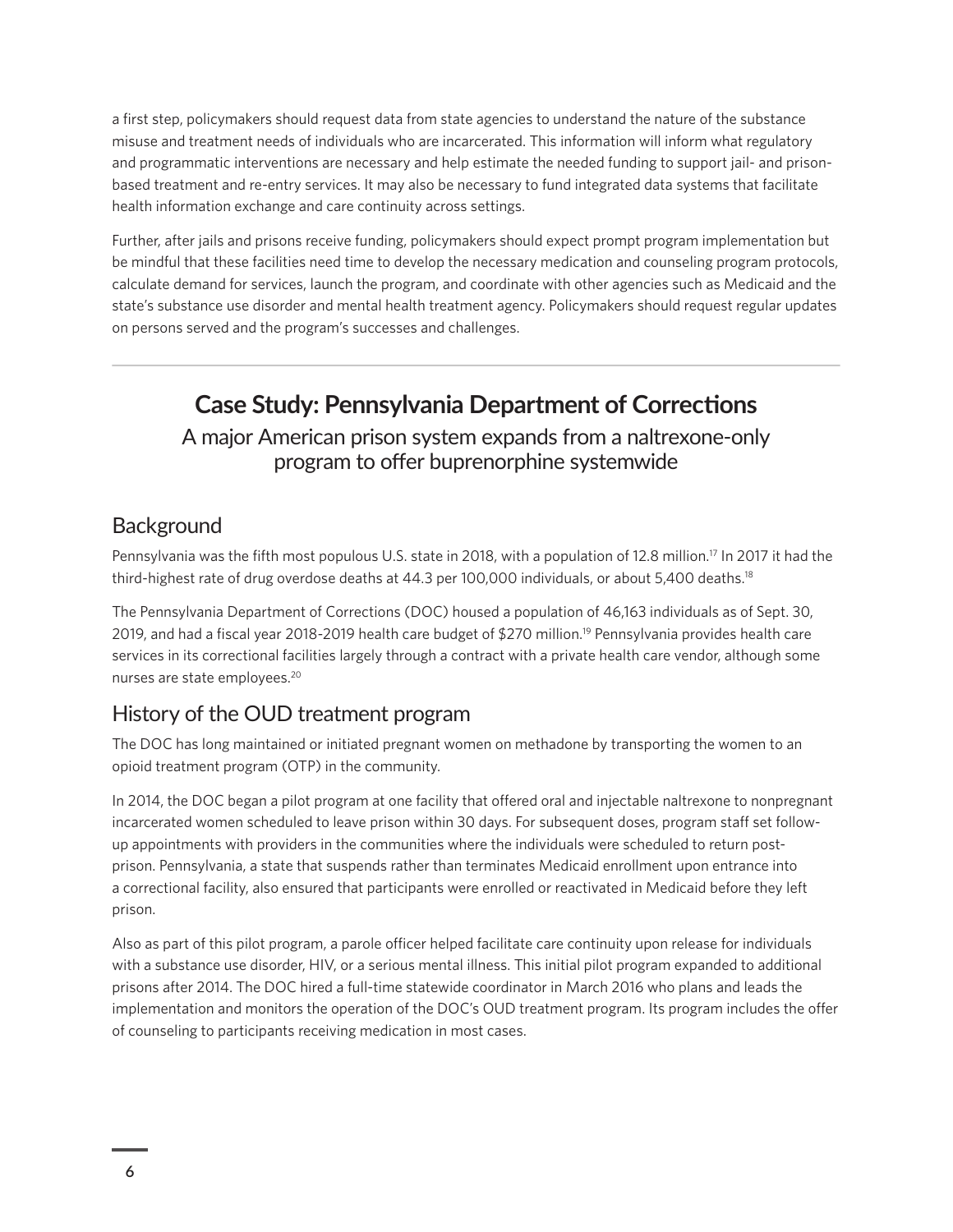a first step, policymakers should request data from state agencies to understand the nature of the substance misuse and treatment needs of individuals who are incarcerated. This information will inform what regulatory and programmatic interventions are necessary and help estimate the needed funding to support jail- and prison-based treatment and re-entry services. It may also be necessary to fund integrated data systems that facilitate health information exchange and care continuity across settings.

Further, after jails and prisons receive funding, policymakers should expect prompt program implementation but be mindful that these facilities need time to develop the necessary medication and counseling program protocols, calculate demand for services, launch the program, and coordinate with other agencies such as Medicaid and the state's substance use disorder and mental health treatment agency. Policymakers should request regular updates on persons served and the program's successes and challenges.

---

## Case Study: Pennsylvania Department of Corrections

A major American prison system expands from a naltrexone-only program to offer buprenorphine systemwide

### Background

Pennsylvania was the fifth most populous U.S. state in 2018, with a population of 12.8 million.[17] In 2017 it had the third-highest rate of drug overdose deaths at 44.3 per 100,000 individuals, or about 5,400 deaths.[18]

The Pennsylvania Department of Corrections (DOC) housed a population of 46,163 individuals as of Sept. 30, 2019, and had a fiscal year 2018-2019 health care budget of $270 million.[19] Pennsylvania provides health care services in its correctional facilities largely through a contract with a private health care vendor, although some nurses are state employees.[20]

### History of the OUD treatment program

The DOC has long maintained or initiated pregnant women on methadone by transporting the women to an opioid treatment program (OTP) in the community.

In 2014, the DOC began a pilot program at one facility that offered oral and injectable naltrexone to nonpregnant incarcerated women scheduled to leave prison within 30 days. For subsequent doses, program staff set follow-up appointments with providers in the communities where the individuals were scheduled to return post-prison. Pennsylvania, a state that suspends rather than terminates Medicaid enrollment upon entrance into a correctional facility, also ensured that participants were enrolled or reactivated in Medicaid before they left prison.

Also as part of this pilot program, a parole officer helped facilitate care continuity upon release for individuals with a substance use disorder, HIV, or a serious mental illness. This initial pilot program expanded to additional prisons after 2014. The DOC hired a full-time statewide coordinator in March 2016 who plans and leads the implementation and monitors the operation of the DOC's OUD treatment program. Its program includes the offer of counseling to participants receiving medication in most cases.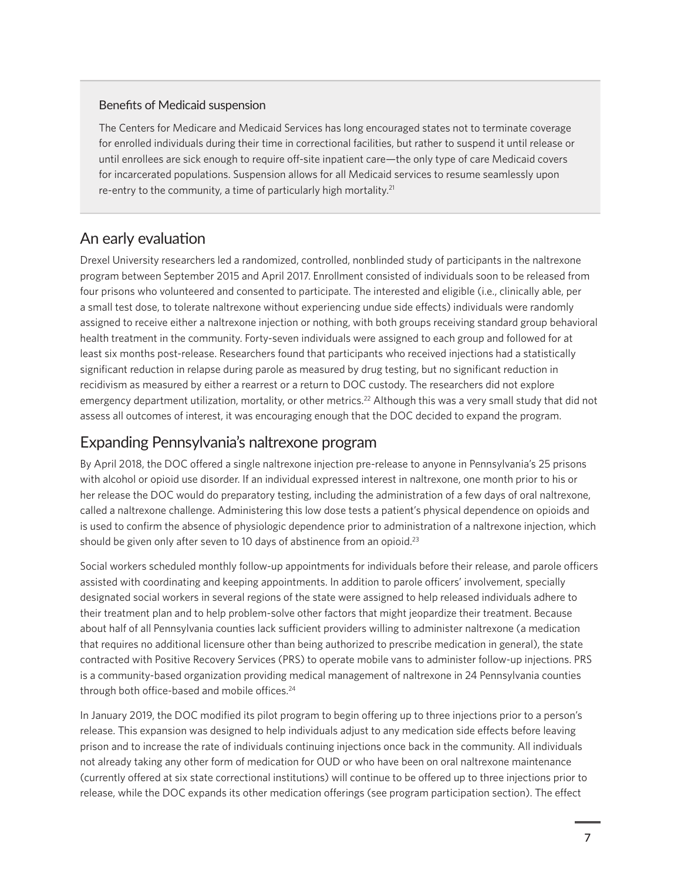### Benefits of Medicaid suspension

The Centers for Medicare and Medicaid Services has long encouraged states not to terminate coverage for enrolled individuals during their time in correctional facilities, but rather to suspend it until release or until enrollees are sick enough to require off-site inpatient care—the only type of care Medicaid covers for incarcerated populations. Suspension allows for all Medicaid services to resume seamlessly upon re-entry to the community, a time of particularly high mortality.[21]

## An early evaluation

Drexel University researchers led a randomized, controlled, nonblinded study of participants in the naltrexone program between September 2015 and April 2017. Enrollment consisted of individuals soon to be released from four prisons who volunteered and consented to participate. The interested and eligible (i.e., clinically able, per a small test dose, to tolerate naltrexone without experiencing undue side effects) individuals were randomly assigned to receive either a naltrexone injection or nothing, with both groups receiving standard group behavioral health treatment in the community. Forty-seven individuals were assigned to each group and followed for at least six months post-release. Researchers found that participants who received injections had a statistically significant reduction in relapse during parole as measured by drug testing, but no significant reduction in recidivism as measured by either a rearrest or a return to DOC custody. The researchers did not explore emergency department utilization, mortality, or other metrics.[22] Although this was a very small study that did not assess all outcomes of interest, it was encouraging enough that the DOC decided to expand the program.

## Expanding Pennsylvania's naltrexone program

By April 2018, the DOC offered a single naltrexone injection pre-release to anyone in Pennsylvania's 25 prisons with alcohol or opioid use disorder. If an individual expressed interest in naltrexone, one month prior to his or her release the DOC would do preparatory testing, including the administration of a few days of oral naltrexone, called a naltrexone challenge. Administering this low dose tests a patient's physical dependence on opioids and is used to confirm the absence of physiologic dependence prior to administration of a naltrexone injection, which should be given only after seven to 10 days of abstinence from an opioid.[23]

Social workers scheduled monthly follow-up appointments for individuals before their release, and parole officers assisted with coordinating and keeping appointments. In addition to parole officers' involvement, specially designated social workers in several regions of the state were assigned to help released individuals adhere to their treatment plan and to help problem-solve other factors that might jeopardize their treatment. Because about half of all Pennsylvania counties lack sufficient providers willing to administer naltrexone (a medication that requires no additional licensure other than being authorized to prescribe medication in general), the state contracted with Positive Recovery Services (PRS) to operate mobile vans to administer follow-up injections. PRS is a community-based organization providing medical management of naltrexone in 24 Pennsylvania counties through both office-based and mobile offices.[24]

In January 2019, the DOC modified its pilot program to begin offering up to three injections prior to a person's release. This expansion was designed to help individuals adjust to any medication side effects before leaving prison and to increase the rate of individuals continuing injections once back in the community. All individuals not already taking any other form of medication for OUD or who have been on oral naltrexone maintenance (currently offered at six state correctional institutions) will continue to be offered up to three injections prior to release, while the DOC expands its other medication offerings (see program participation section). The effect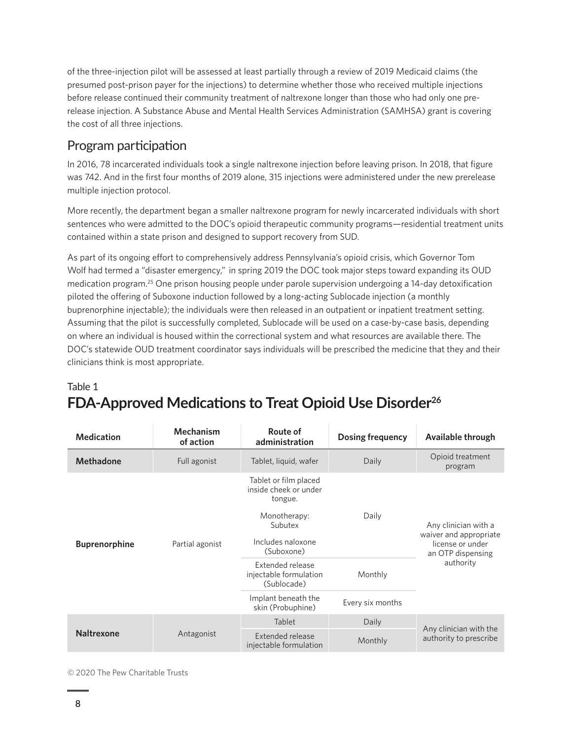of the three-injection pilot will be assessed at least partially through a review of 2019 Medicaid claims (the presumed post-prison payer for the injections) to determine whether those who received multiple injections before release continued their community treatment of naltrexone longer than those who had only one pre-release injection. A Substance Abuse and Mental Health Services Administration (SAMHSA) grant is covering the cost of all three injections.

## Program participation

In 2016, 78 incarcerated individuals took a single naltrexone injection before leaving prison. In 2018, that figure was 742. And in the first four months of 2019 alone, 315 injections were administered under the new prerelease multiple injection protocol.

More recently, the department began a smaller naltrexone program for newly incarcerated individuals with short sentences who were admitted to the DOC's opioid therapeutic community programs—residential treatment units contained within a state prison and designed to support recovery from SUD.

As part of its ongoing effort to comprehensively address Pennsylvania's opioid crisis, which Governor Tom Wolf had termed a "disaster emergency," in spring 2019 the DOC took major steps toward expanding its OUD medication program.[25] One prison housing people under parole supervision undergoing a 14-day detoxification piloted the offering of Suboxone induction followed by a long-acting Sublocade injection (a monthly buprenorphine injectable); the individuals were then released in an outpatient or inpatient treatment setting. Assuming that the pilot is successfully completed, Sublocade will be used on a case-by-case basis, depending on where an individual is housed within the correctional system and what resources are available there. The DOC's statewide OUD treatment coordinator says individuals will be prescribed the medicine that they and their clinicians think is most appropriate.

Table 1

## FDA-Approved Medications to Treat Opioid Use Disorder[26]

| Medication | Mechanism of action | Route of administration | Dosing frequency | Available through |
|---|---|---|---|---|
| **Methadone** | Full agonist | Tablet, liquid, wafer | Daily | Opioid treatment program |
| **Buprenorphine** | Partial agonist | Tablet or film placed inside cheek or under tongue. Monotherapy: Subutex. Includes naloxone (Suboxone) | Daily | Any clinician with a waiver and appropriate license or under an OTP dispensing authority |
| | | Extended release injectable formulation (Sublocade) | Monthly | |
| | | Implant beneath the skin (Probuphine) | Every six months | |
| **Naltrexone** | Antagonist | Tablet | Daily | Any clinician with the authority to prescribe |
| | | Extended release injectable formulation | Monthly | |

© 2020 The Pew Charitable Trusts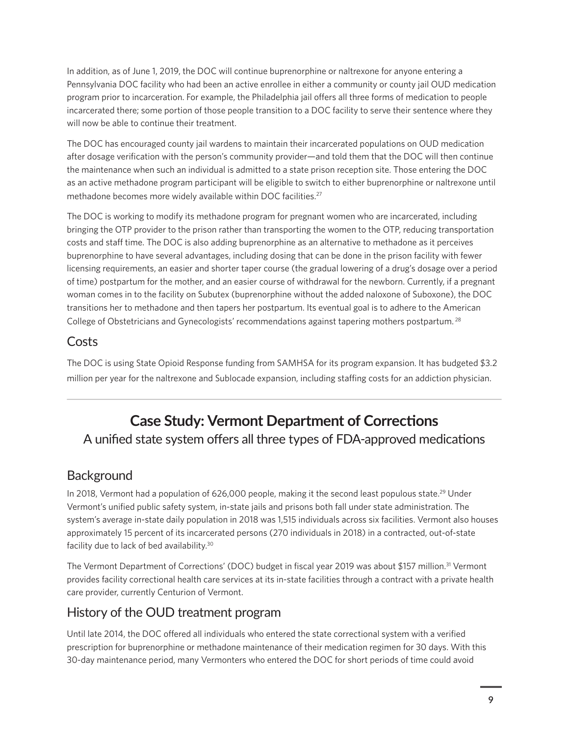In addition, as of June 1, 2019, the DOC will continue buprenorphine or naltrexone for anyone entering a Pennsylvania DOC facility who had been an active enrollee in either a community or county jail OUD medication program prior to incarceration. For example, the Philadelphia jail offers all three forms of medication to people incarcerated there; some portion of those people transition to a DOC facility to serve their sentence where they will now be able to continue their treatment.

The DOC has encouraged county jail wardens to maintain their incarcerated populations on OUD medication after dosage verification with the person's community provider—and told them that the DOC will then continue the maintenance when such an individual is admitted to a state prison reception site. Those entering the DOC as an active methadone program participant will be eligible to switch to either buprenorphine or naltrexone until methadone becomes more widely available within DOC facilities.[27]

The DOC is working to modify its methadone program for pregnant women who are incarcerated, including bringing the OTP provider to the prison rather than transporting the women to the OTP, reducing transportation costs and staff time. The DOC is also adding buprenorphine as an alternative to methadone as it perceives buprenorphine to have several advantages, including dosing that can be done in the prison facility with fewer licensing requirements, an easier and shorter taper course (the gradual lowering of a drug's dosage over a period of time) postpartum for the mother, and an easier course of withdrawal for the newborn. Currently, if a pregnant woman comes in to the facility on Subutex (buprenorphine without the added naloxone of Suboxone), the DOC transitions her to methadone and then tapers her postpartum. Its eventual goal is to adhere to the American College of Obstetricians and Gynecologists' recommendations against tapering mothers postpartum.[28]

## Costs

The DOC is using State Opioid Response funding from SAMHSA for its program expansion. It has budgeted $3.2 million per year for the naltrexone and Sublocade expansion, including staffing costs for an addiction physician.

---

# Case Study: Vermont Department of Corrections

A unified state system offers all three types of FDA-approved medications

## Background

In 2018, Vermont had a population of 626,000 people, making it the second least populous state.[29] Under Vermont's unified public safety system, in-state jails and prisons both fall under state administration. The system's average in-state daily population in 2018 was 1,515 individuals across six facilities. Vermont also houses approximately 15 percent of its incarcerated persons (270 individuals in 2018) in a contracted, out-of-state facility due to lack of bed availability.[30]

The Vermont Department of Corrections' (DOC) budget in fiscal year 2019 was about $157 million.[31] Vermont provides facility correctional health care services at its in-state facilities through a contract with a private health care provider, currently Centurion of Vermont.

## History of the OUD treatment program

Until late 2014, the DOC offered all individuals who entered the state correctional system with a verified prescription for buprenorphine or methadone maintenance of their medication regimen for 30 days. With this 30-day maintenance period, many Vermonters who entered the DOC for short periods of time could avoid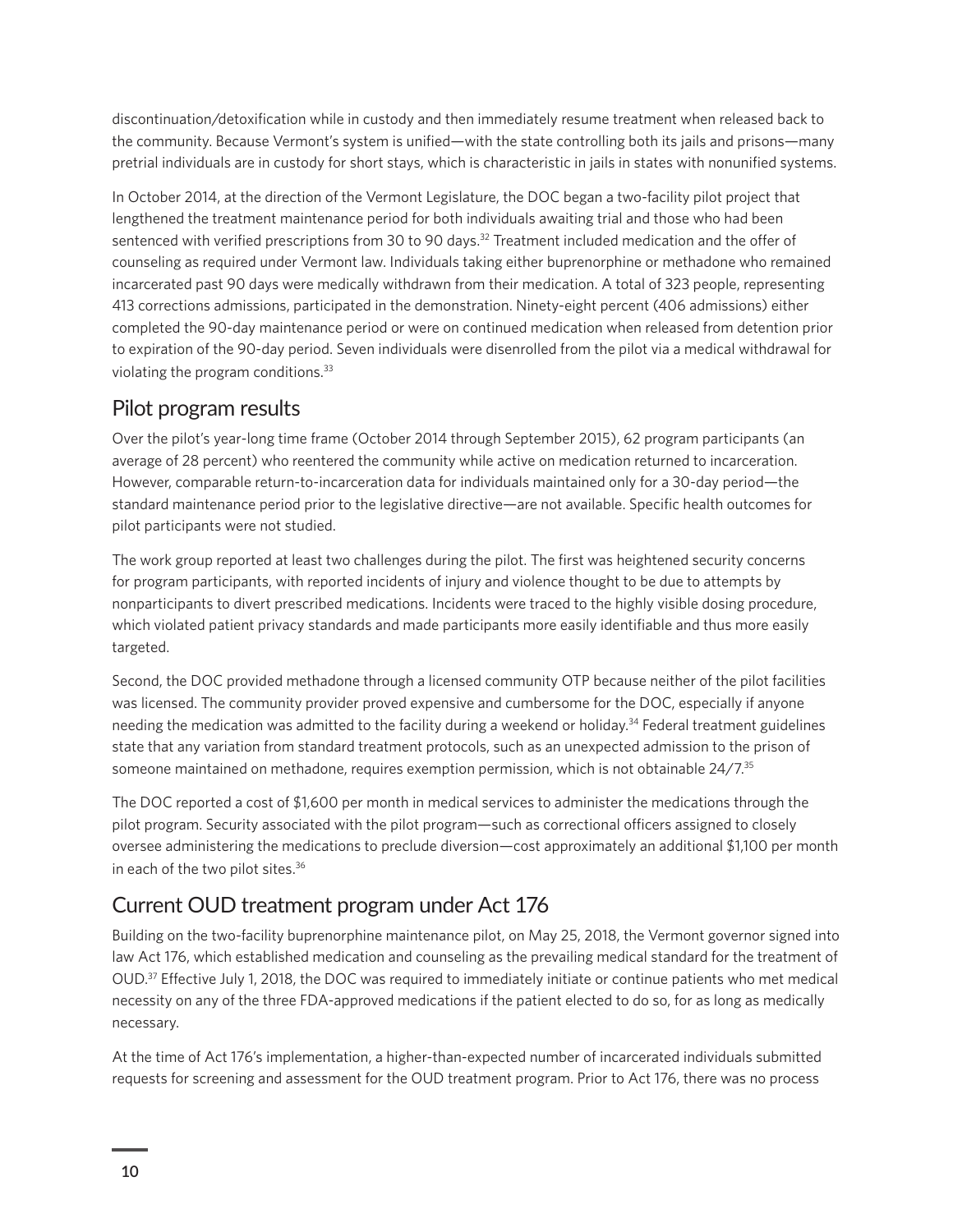discontinuation/detoxification while in custody and then immediately resume treatment when released back to the community. Because Vermont's system is unified—with the state controlling both its jails and prisons—many pretrial individuals are in custody for short stays, which is characteristic in jails in states with nonunified systems.

In October 2014, at the direction of the Vermont Legislature, the DOC began a two-facility pilot project that lengthened the treatment maintenance period for both individuals awaiting trial and those who had been sentenced with verified prescriptions from 30 to 90 days.[32] Treatment included medication and the offer of counseling as required under Vermont law. Individuals taking either buprenorphine or methadone who remained incarcerated past 90 days were medically withdrawn from their medication. A total of 323 people, representing 413 corrections admissions, participated in the demonstration. Ninety-eight percent (406 admissions) either completed the 90-day maintenance period or were on continued medication when released from detention prior to expiration of the 90-day period. Seven individuals were disenrolled from the pilot via a medical withdrawal for violating the program conditions.[33]

## Pilot program results

Over the pilot's year-long time frame (October 2014 through September 2015), 62 program participants (an average of 28 percent) who reentered the community while active on medication returned to incarceration. However, comparable return-to-incarceration data for individuals maintained only for a 30-day period—the standard maintenance period prior to the legislative directive—are not available. Specific health outcomes for pilot participants were not studied.

The work group reported at least two challenges during the pilot. The first was heightened security concerns for program participants, with reported incidents of injury and violence thought to be due to attempts by nonparticipants to divert prescribed medications. Incidents were traced to the highly visible dosing procedure, which violated patient privacy standards and made participants more easily identifiable and thus more easily targeted.

Second, the DOC provided methadone through a licensed community OTP because neither of the pilot facilities was licensed. The community provider proved expensive and cumbersome for the DOC, especially if anyone needing the medication was admitted to the facility during a weekend or holiday.[34] Federal treatment guidelines state that any variation from standard treatment protocols, such as an unexpected admission to the prison of someone maintained on methadone, requires exemption permission, which is not obtainable 24/7.[35]

The DOC reported a cost of $1,600 per month in medical services to administer the medications through the pilot program. Security associated with the pilot program—such as correctional officers assigned to closely oversee administering the medications to preclude diversion—cost approximately an additional $1,100 per month in each of the two pilot sites.[36]

## Current OUD treatment program under Act 176

Building on the two-facility buprenorphine maintenance pilot, on May 25, 2018, the Vermont governor signed into law Act 176, which established medication and counseling as the prevailing medical standard for the treatment of OUD.[37] Effective July 1, 2018, the DOC was required to immediately initiate or continue patients who met medical necessity on any of the three FDA-approved medications if the patient elected to do so, for as long as medically necessary.

At the time of Act 176's implementation, a higher-than-expected number of incarcerated individuals submitted requests for screening and assessment for the OUD treatment program. Prior to Act 176, there was no process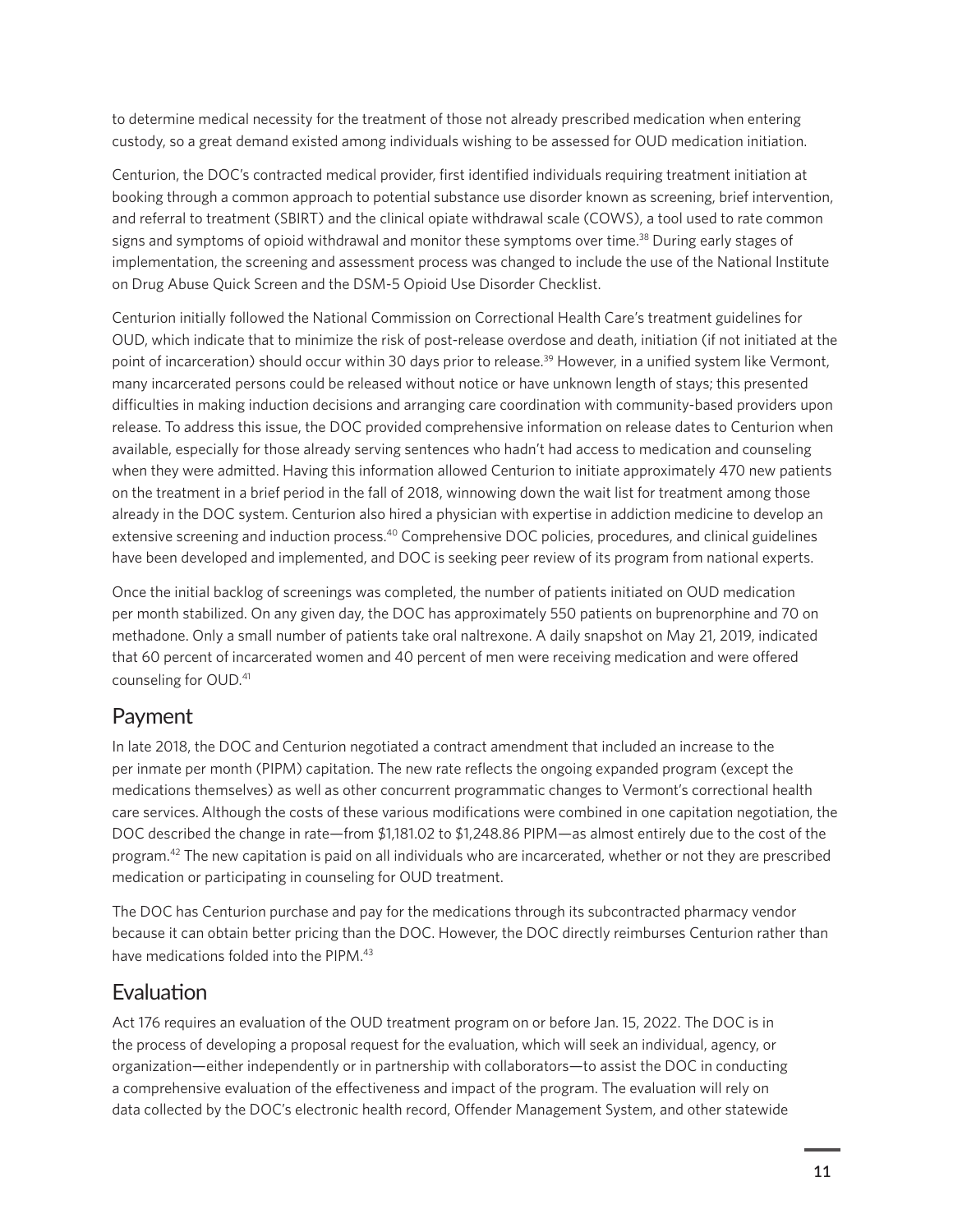to determine medical necessity for the treatment of those not already prescribed medication when entering custody, so a great demand existed among individuals wishing to be assessed for OUD medication initiation.

Centurion, the DOC's contracted medical provider, first identified individuals requiring treatment initiation at booking through a common approach to potential substance use disorder known as screening, brief intervention, and referral to treatment (SBIRT) and the clinical opiate withdrawal scale (COWS), a tool used to rate common signs and symptoms of opioid withdrawal and monitor these symptoms over time.[38] During early stages of implementation, the screening and assessment process was changed to include the use of the National Institute on Drug Abuse Quick Screen and the DSM-5 Opioid Use Disorder Checklist.

Centurion initially followed the National Commission on Correctional Health Care's treatment guidelines for OUD, which indicate that to minimize the risk of post-release overdose and death, initiation (if not initiated at the point of incarceration) should occur within 30 days prior to release.[39] However, in a unified system like Vermont, many incarcerated persons could be released without notice or have unknown length of stays; this presented difficulties in making induction decisions and arranging care coordination with community-based providers upon release. To address this issue, the DOC provided comprehensive information on release dates to Centurion when available, especially for those already serving sentences who hadn't had access to medication and counseling when they were admitted. Having this information allowed Centurion to initiate approximately 470 new patients on the treatment in a brief period in the fall of 2018, winnowing down the wait list for treatment among those already in the DOC system. Centurion also hired a physician with expertise in addiction medicine to develop an extensive screening and induction process.[40] Comprehensive DOC policies, procedures, and clinical guidelines have been developed and implemented, and DOC is seeking peer review of its program from national experts.

Once the initial backlog of screenings was completed, the number of patients initiated on OUD medication per month stabilized. On any given day, the DOC has approximately 550 patients on buprenorphine and 70 on methadone. Only a small number of patients take oral naltrexone. A daily snapshot on May 21, 2019, indicated that 60 percent of incarcerated women and 40 percent of men were receiving medication and were offered counseling for OUD.[41]

## Payment

In late 2018, the DOC and Centurion negotiated a contract amendment that included an increase to the per inmate per month (PIPM) capitation. The new rate reflects the ongoing expanded program (except the medications themselves) as well as other concurrent programmatic changes to Vermont's correctional health care services. Although the costs of these various modifications were combined in one capitation negotiation, the DOC described the change in rate—from $1,181.02 to $1,248.86 PIPM—as almost entirely due to the cost of the program.[42] The new capitation is paid on all individuals who are incarcerated, whether or not they are prescribed medication or participating in counseling for OUD treatment.

The DOC has Centurion purchase and pay for the medications through its subcontracted pharmacy vendor because it can obtain better pricing than the DOC. However, the DOC directly reimburses Centurion rather than have medications folded into the PIPM.[43]

## Evaluation

Act 176 requires an evaluation of the OUD treatment program on or before Jan. 15, 2022. The DOC is in the process of developing a proposal request for the evaluation, which will seek an individual, agency, or organization—either independently or in partnership with collaborators—to assist the DOC in conducting a comprehensive evaluation of the effectiveness and impact of the program. The evaluation will rely on data collected by the DOC's electronic health record, Offender Management System, and other statewide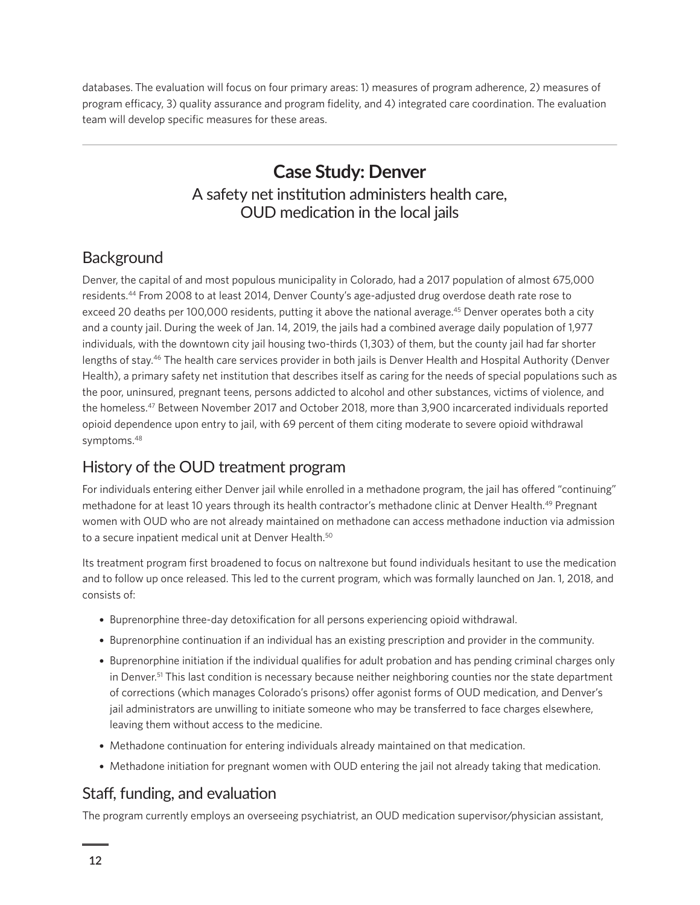databases. The evaluation will focus on four primary areas: 1) measures of program adherence, 2) measures of program efficacy, 3) quality assurance and program fidelity, and 4) integrated care coordination. The evaluation team will develop specific measures for these areas.

---

## Case Study: Denver

### A safety net institution administers health care, OUD medication in the local jails

### Background

Denver, the capital of and most populous municipality in Colorado, had a 2017 population of almost 675,000 residents.[44] From 2008 to at least 2014, Denver County's age-adjusted drug overdose death rate rose to exceed 20 deaths per 100,000 residents, putting it above the national average.[45] Denver operates both a city and a county jail. During the week of Jan. 14, 2019, the jails had a combined average daily population of 1,977 individuals, with the downtown city jail housing two-thirds (1,303) of them, but the county jail had far shorter lengths of stay.[46] The health care services provider in both jails is Denver Health and Hospital Authority (Denver Health), a primary safety net institution that describes itself as caring for the needs of special populations such as the poor, uninsured, pregnant teens, persons addicted to alcohol and other substances, victims of violence, and the homeless.[47] Between November 2017 and October 2018, more than 3,900 incarcerated individuals reported opioid dependence upon entry to jail, with 69 percent of them citing moderate to severe opioid withdrawal symptoms.[48]

### History of the OUD treatment program

For individuals entering either Denver jail while enrolled in a methadone program, the jail has offered "continuing" methadone for at least 10 years through its health contractor's methadone clinic at Denver Health.[49] Pregnant women with OUD who are not already maintained on methadone can access methadone induction via admission to a secure inpatient medical unit at Denver Health.[50]

Its treatment program first broadened to focus on naltrexone but found individuals hesitant to use the medication and to follow up once released. This led to the current program, which was formally launched on Jan. 1, 2018, and consists of:

- Buprenorphine three-day detoxification for all persons experiencing opioid withdrawal.
- Buprenorphine continuation if an individual has an existing prescription and provider in the community.
- Buprenorphine initiation if the individual qualifies for adult probation and has pending criminal charges only in Denver.[51] This last condition is necessary because neither neighboring counties nor the state department of corrections (which manages Colorado's prisons) offer agonist forms of OUD medication, and Denver's jail administrators are unwilling to initiate someone who may be transferred to face charges elsewhere, leaving them without access to the medicine.
- Methadone continuation for entering individuals already maintained on that medication.
- Methadone initiation for pregnant women with OUD entering the jail not already taking that medication.

### Staff, funding, and evaluation

The program currently employs an overseeing psychiatrist, an OUD medication supervisor/physician assistant,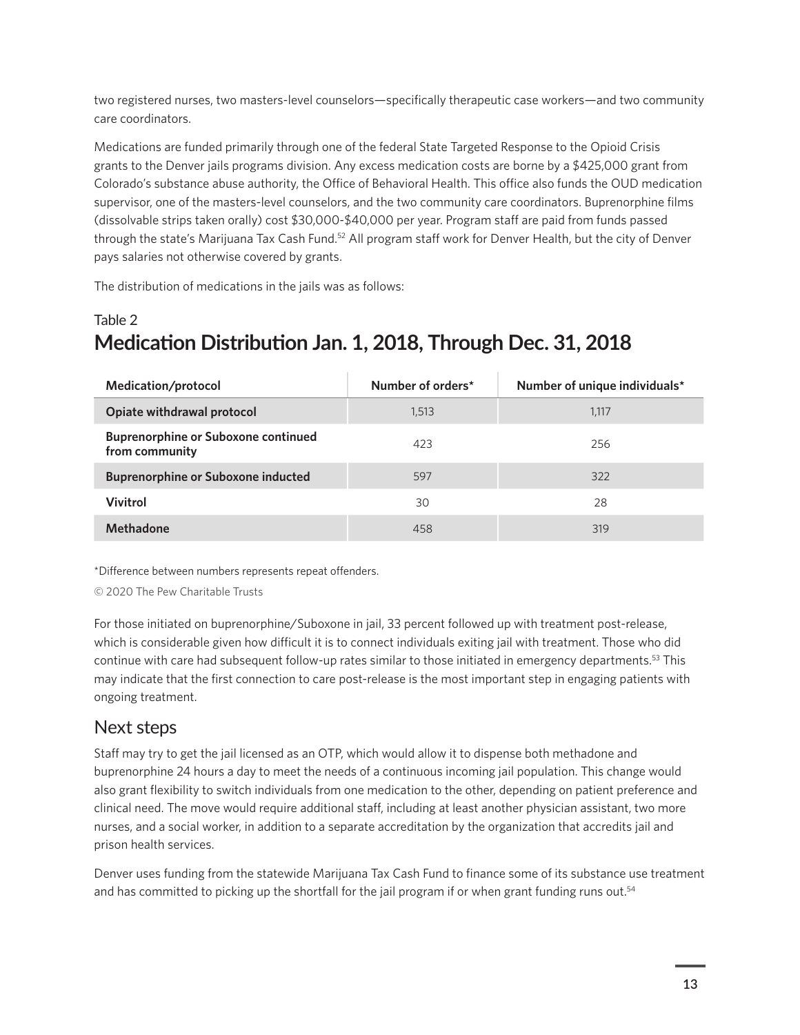two registered nurses, two masters-level counselors—specifically therapeutic case workers—and two community care coordinators.

Medications are funded primarily through one of the federal State Targeted Response to the Opioid Crisis grants to the Denver jails programs division. Any excess medication costs are borne by a $425,000 grant from Colorado's substance abuse authority, the Office of Behavioral Health. This office also funds the OUD medication supervisor, one of the masters-level counselors, and the two community care coordinators. Buprenorphine films (dissolvable strips taken orally) cost $30,000-$40,000 per year. Program staff are paid from funds passed through the state's Marijuana Tax Cash Fund.[52] All program staff work for Denver Health, but the city of Denver pays salaries not otherwise covered by grants.

The distribution of medications in the jails was as follows:

Table 2

## Medication Distribution Jan. 1, 2018, Through Dec. 31, 2018

| Medication/protocol | Number of orders* | Number of unique individuals* |
|---|---|---|
| **Opiate withdrawal protocol** | 1,513 | 1,117 |
| **Buprenorphine or Suboxone continued from community** | 423 | 256 |
| **Buprenorphine or Suboxone inducted** | 597 | 322 |
| **Vivitrol** | 30 | 28 |
| **Methadone** | 458 | 319 |

*Difference between numbers represents repeat offenders.

© 2020 The Pew Charitable Trusts

For those initiated on buprenorphine/Suboxone in jail, 33 percent followed up with treatment post-release, which is considerable given how difficult it is to connect individuals exiting jail with treatment. Those who did continue with care had subsequent follow-up rates similar to those initiated in emergency departments.[53] This may indicate that the first connection to care post-release is the most important step in engaging patients with ongoing treatment.

## Next steps

Staff may try to get the jail licensed as an OTP, which would allow it to dispense both methadone and buprenorphine 24 hours a day to meet the needs of a continuous incoming jail population. This change would also grant flexibility to switch individuals from one medication to the other, depending on patient preference and clinical need. The move would require additional staff, including at least another physician assistant, two more nurses, and a social worker, in addition to a separate accreditation by the organization that accredits jail and prison health services.

Denver uses funding from the statewide Marijuana Tax Cash Fund to finance some of its substance use treatment and has committed to picking up the shortfall for the jail program if or when grant funding runs out.[54]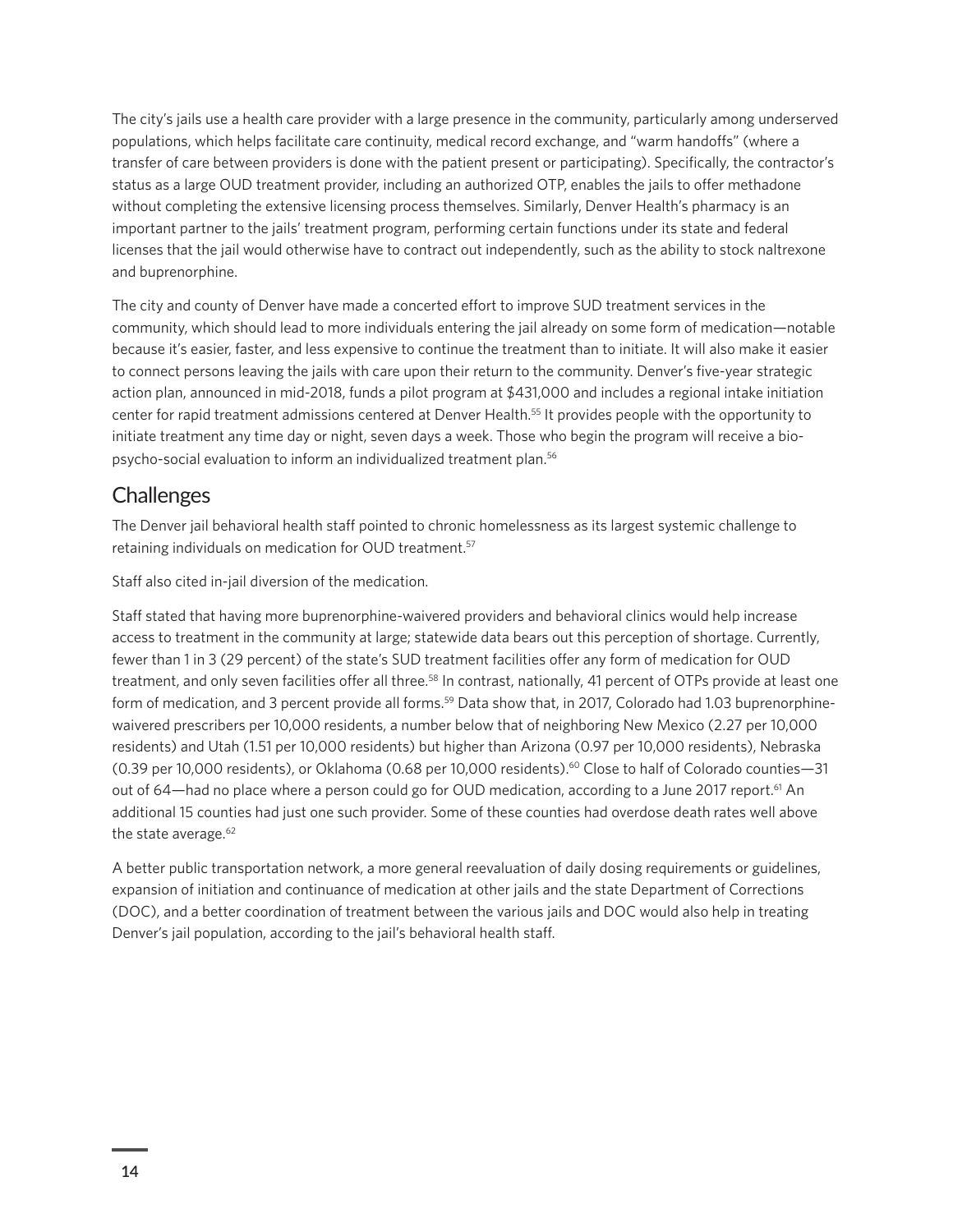The city's jails use a health care provider with a large presence in the community, particularly among underserved populations, which helps facilitate care continuity, medical record exchange, and "warm handoffs" (where a transfer of care between providers is done with the patient present or participating). Specifically, the contractor's status as a large OUD treatment provider, including an authorized OTP, enables the jails to offer methadone without completing the extensive licensing process themselves. Similarly, Denver Health's pharmacy is an important partner to the jails' treatment program, performing certain functions under its state and federal licenses that the jail would otherwise have to contract out independently, such as the ability to stock naltrexone and buprenorphine.

The city and county of Denver have made a concerted effort to improve SUD treatment services in the community, which should lead to more individuals entering the jail already on some form of medication—notable because it's easier, faster, and less expensive to continue the treatment than to initiate. It will also make it easier to connect persons leaving the jails with care upon their return to the community. Denver's five-year strategic action plan, announced in mid-2018, funds a pilot program at $431,000 and includes a regional intake initiation center for rapid treatment admissions centered at Denver Health.[55] It provides people with the opportunity to initiate treatment any time day or night, seven days a week. Those who begin the program will receive a bio-psycho-social evaluation to inform an individualized treatment plan.[56]

## Challenges

The Denver jail behavioral health staff pointed to chronic homelessness as its largest systemic challenge to retaining individuals on medication for OUD treatment.[57]

Staff also cited in-jail diversion of the medication.

Staff stated that having more buprenorphine-waivered providers and behavioral clinics would help increase access to treatment in the community at large; statewide data bears out this perception of shortage. Currently, fewer than 1 in 3 (29 percent) of the state's SUD treatment facilities offer any form of medication for OUD treatment, and only seven facilities offer all three.[58] In contrast, nationally, 41 percent of OTPs provide at least one form of medication, and 3 percent provide all forms.[59] Data show that, in 2017, Colorado had 1.03 buprenorphine-waivered prescribers per 10,000 residents, a number below that of neighboring New Mexico (2.27 per 10,000 residents) and Utah (1.51 per 10,000 residents) but higher than Arizona (0.97 per 10,000 residents), Nebraska (0.39 per 10,000 residents), or Oklahoma (0.68 per 10,000 residents).[60] Close to half of Colorado counties—31 out of 64—had no place where a person could go for OUD medication, according to a June 2017 report.[61] An additional 15 counties had just one such provider. Some of these counties had overdose death rates well above the state average.[62]

A better public transportation network, a more general reevaluation of daily dosing requirements or guidelines, expansion of initiation and continuance of medication at other jails and the state Department of Corrections (DOC), and a better coordination of treatment between the various jails and DOC would also help in treating Denver's jail population, according to the jail's behavioral health staff.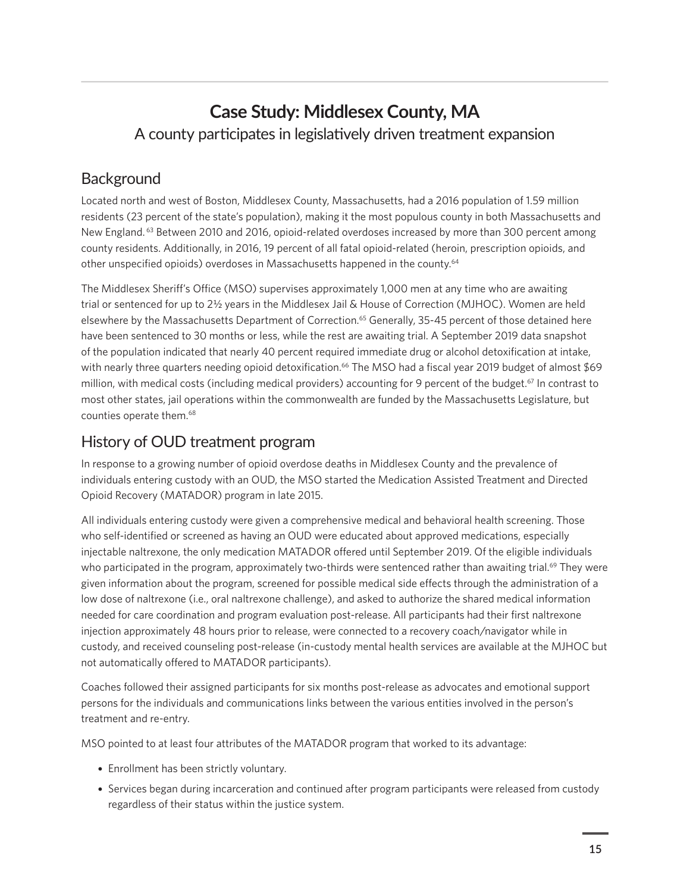# Case Study: Middlesex County, MA

A county participates in legislatively driven treatment expansion

## Background

Located north and west of Boston, Middlesex County, Massachusetts, had a 2016 population of 1.59 million residents (23 percent of the state's population), making it the most populous county in both Massachusetts and New England.[63] Between 2010 and 2016, opioid-related overdoses increased by more than 300 percent among county residents. Additionally, in 2016, 19 percent of all fatal opioid-related (heroin, prescription opioids, and other unspecified opioids) overdoses in Massachusetts happened in the county.[64]

The Middlesex Sheriff's Office (MSO) supervises approximately 1,000 men at any time who are awaiting trial or sentenced for up to 2½ years in the Middlesex Jail & House of Correction (MJHOC). Women are held elsewhere by the Massachusetts Department of Correction.[65] Generally, 35-45 percent of those detained here have been sentenced to 30 months or less, while the rest are awaiting trial. A September 2019 data snapshot of the population indicated that nearly 40 percent required immediate drug or alcohol detoxification at intake, with nearly three quarters needing opioid detoxification.[66] The MSO had a fiscal year 2019 budget of almost $69 million, with medical costs (including medical providers) accounting for 9 percent of the budget.[67] In contrast to most other states, jail operations within the commonwealth are funded by the Massachusetts Legislature, but counties operate them.[68]

## History of OUD treatment program

In response to a growing number of opioid overdose deaths in Middlesex County and the prevalence of individuals entering custody with an OUD, the MSO started the Medication Assisted Treatment and Directed Opioid Recovery (MATADOR) program in late 2015.

All individuals entering custody were given a comprehensive medical and behavioral health screening. Those who self-identified or screened as having an OUD were educated about approved medications, especially injectable naltrexone, the only medication MATADOR offered until September 2019. Of the eligible individuals who participated in the program, approximately two-thirds were sentenced rather than awaiting trial.[69] They were given information about the program, screened for possible medical side effects through the administration of a low dose of naltrexone (i.e., oral naltrexone challenge), and asked to authorize the shared medical information needed for care coordination and program evaluation post-release. All participants had their first naltrexone injection approximately 48 hours prior to release, were connected to a recovery coach/navigator while in custody, and received counseling post-release (in-custody mental health services are available at the MJHOC but not automatically offered to MATADOR participants).

Coaches followed their assigned participants for six months post-release as advocates and emotional support persons for the individuals and communications links between the various entities involved in the person's treatment and re-entry.

MSO pointed to at least four attributes of the MATADOR program that worked to its advantage:

- Enrollment has been strictly voluntary.
- Services began during incarceration and continued after program participants were released from custody regardless of their status within the justice system.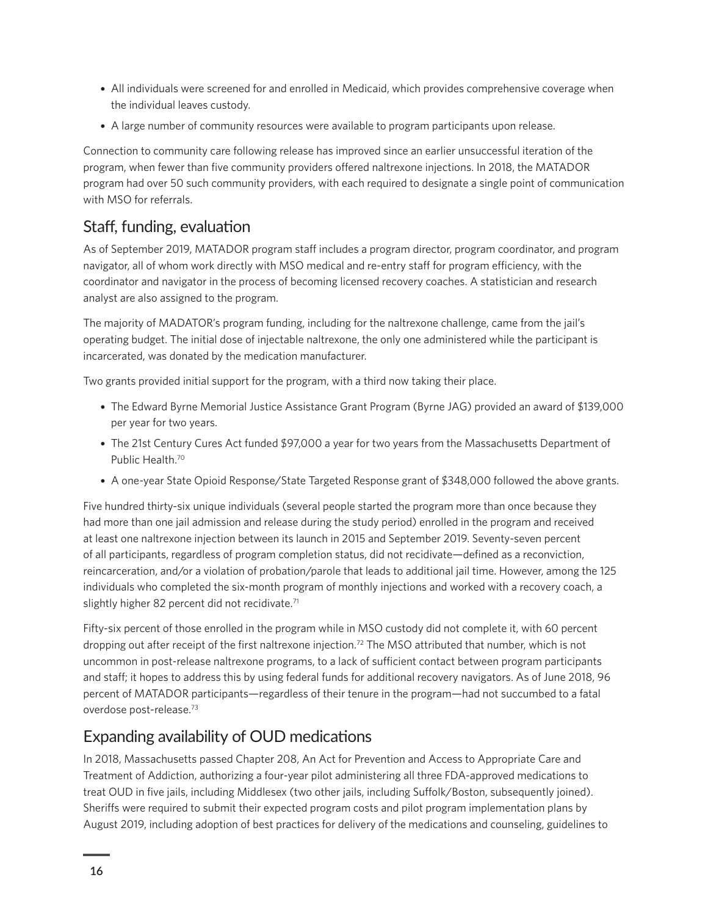- All individuals were screened for and enrolled in Medicaid, which provides comprehensive coverage when the individual leaves custody.
- A large number of community resources were available to program participants upon release.

Connection to community care following release has improved since an earlier unsuccessful iteration of the program, when fewer than five community providers offered naltrexone injections. In 2018, the MATADOR program had over 50 such community providers, with each required to designate a single point of communication with MSO for referrals.

## Staff, funding, evaluation

As of September 2019, MATADOR program staff includes a program director, program coordinator, and program navigator, all of whom work directly with MSO medical and re-entry staff for program efficiency, with the coordinator and navigator in the process of becoming licensed recovery coaches. A statistician and research analyst are also assigned to the program.

The majority of MADATOR's program funding, including for the naltrexone challenge, came from the jail's operating budget. The initial dose of injectable naltrexone, the only one administered while the participant is incarcerated, was donated by the medication manufacturer.

Two grants provided initial support for the program, with a third now taking their place.

- The Edward Byrne Memorial Justice Assistance Grant Program (Byrne JAG) provided an award of $139,000 per year for two years.
- The 21st Century Cures Act funded $97,000 a year for two years from the Massachusetts Department of Public Health.[70]
- A one-year State Opioid Response/State Targeted Response grant of $348,000 followed the above grants.

Five hundred thirty-six unique individuals (several people started the program more than once because they had more than one jail admission and release during the study period) enrolled in the program and received at least one naltrexone injection between its launch in 2015 and September 2019. Seventy-seven percent of all participants, regardless of program completion status, did not recidivate—defined as a reconviction, reincarceration, and/or a violation of probation/parole that leads to additional jail time. However, among the 125 individuals who completed the six-month program of monthly injections and worked with a recovery coach, a slightly higher 82 percent did not recidivate.[71]

Fifty-six percent of those enrolled in the program while in MSO custody did not complete it, with 60 percent dropping out after receipt of the first naltrexone injection.[72] The MSO attributed that number, which is not uncommon in post-release naltrexone programs, to a lack of sufficient contact between program participants and staff; it hopes to address this by using federal funds for additional recovery navigators. As of June 2018, 96 percent of MATADOR participants—regardless of their tenure in the program—had not succumbed to a fatal overdose post-release.[73]

## Expanding availability of OUD medications

In 2018, Massachusetts passed Chapter 208, An Act for Prevention and Access to Appropriate Care and Treatment of Addiction, authorizing a four-year pilot administering all three FDA-approved medications to treat OUD in five jails, including Middlesex (two other jails, including Suffolk/Boston, subsequently joined). Sheriffs were required to submit their expected program costs and pilot program implementation plans by August 2019, including adoption of best practices for delivery of the medications and counseling, guidelines to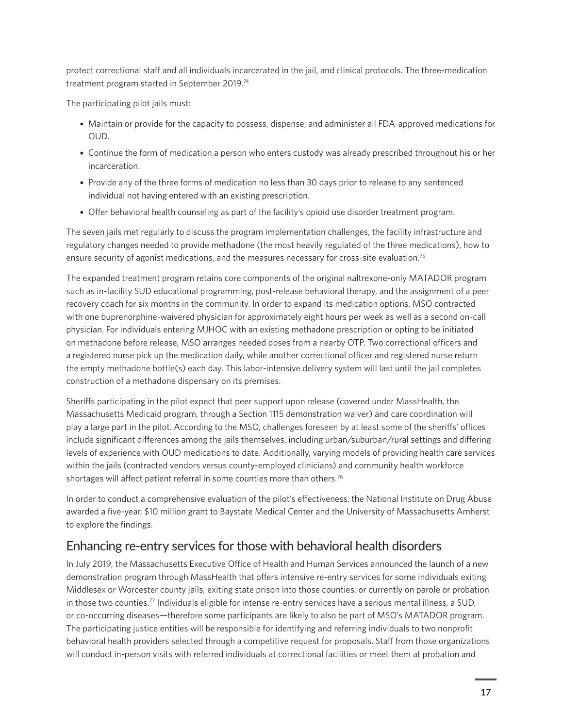protect correctional staff and all individuals incarcerated in the jail, and clinical protocols. The three-medication treatment program started in September 2019.[74]

The participating pilot jails must:

- Maintain or provide for the capacity to possess, dispense, and administer all FDA-approved medications for OUD.
- Continue the form of medication a person who enters custody was already prescribed throughout his or her incarceration.
- Provide any of the three forms of medication no less than 30 days prior to release to any sentenced individual not having entered with an existing prescription.
- Offer behavioral health counseling as part of the facility's opioid use disorder treatment program.

The seven jails met regularly to discuss the program implementation challenges, the facility infrastructure and regulatory changes needed to provide methadone (the most heavily regulated of the three medications), how to ensure security of agonist medications, and the measures necessary for cross-site evaluation.[75]

The expanded treatment program retains core components of the original naltrexone-only MATADOR program such as in-facility SUD educational programming, post-release behavioral therapy, and the assignment of a peer recovery coach for six months in the community. In order to expand its medication options, MSO contracted with one buprenorphine-waivered physician for approximately eight hours per week as well as a second on-call physician. For individuals entering MJHOC with an existing methadone prescription or opting to be initiated on methadone before release, MSO arranges needed doses from a nearby OTP. Two correctional officers and a registered nurse pick up the medication daily, while another correctional officer and registered nurse return the empty methadone bottle(s) each day. This labor-intensive delivery system will last until the jail completes construction of a methadone dispensary on its premises.

Sheriffs participating in the pilot expect that peer support upon release (covered under MassHealth, the Massachusetts Medicaid program, through a Section 1115 demonstration waiver) and care coordination will play a large part in the pilot. According to the MSO, challenges foreseen by at least some of the sheriffs' offices include significant differences among the jails themselves, including urban/suburban/rural settings and differing levels of experience with OUD medications to date. Additionally, varying models of providing health care services within the jails (contracted vendors versus county-employed clinicians) and community health workforce shortages will affect patient referral in some counties more than others.[76]

In order to conduct a comprehensive evaluation of the pilot's effectiveness, the National Institute on Drug Abuse awarded a five-year, $10 million grant to Baystate Medical Center and the University of Massachusetts Amherst to explore the findings.

## Enhancing re-entry services for those with behavioral health disorders

In July 2019, the Massachusetts Executive Office of Health and Human Services announced the launch of a new demonstration program through MassHealth that offers intensive re-entry services for some individuals exiting Middlesex or Worcester county jails, exiting state prison into those counties, or currently on parole or probation in those two counties.[77] Individuals eligible for intense re-entry services have a serious mental illness, a SUD, or co-occurring diseases—therefore some participants are likely to also be part of MSO's MATADOR program. The participating justice entities will be responsible for identifying and referring individuals to two nonprofit behavioral health providers selected through a competitive request for proposals. Staff from those organizations will conduct in-person visits with referred individuals at correctional facilities or meet them at probation and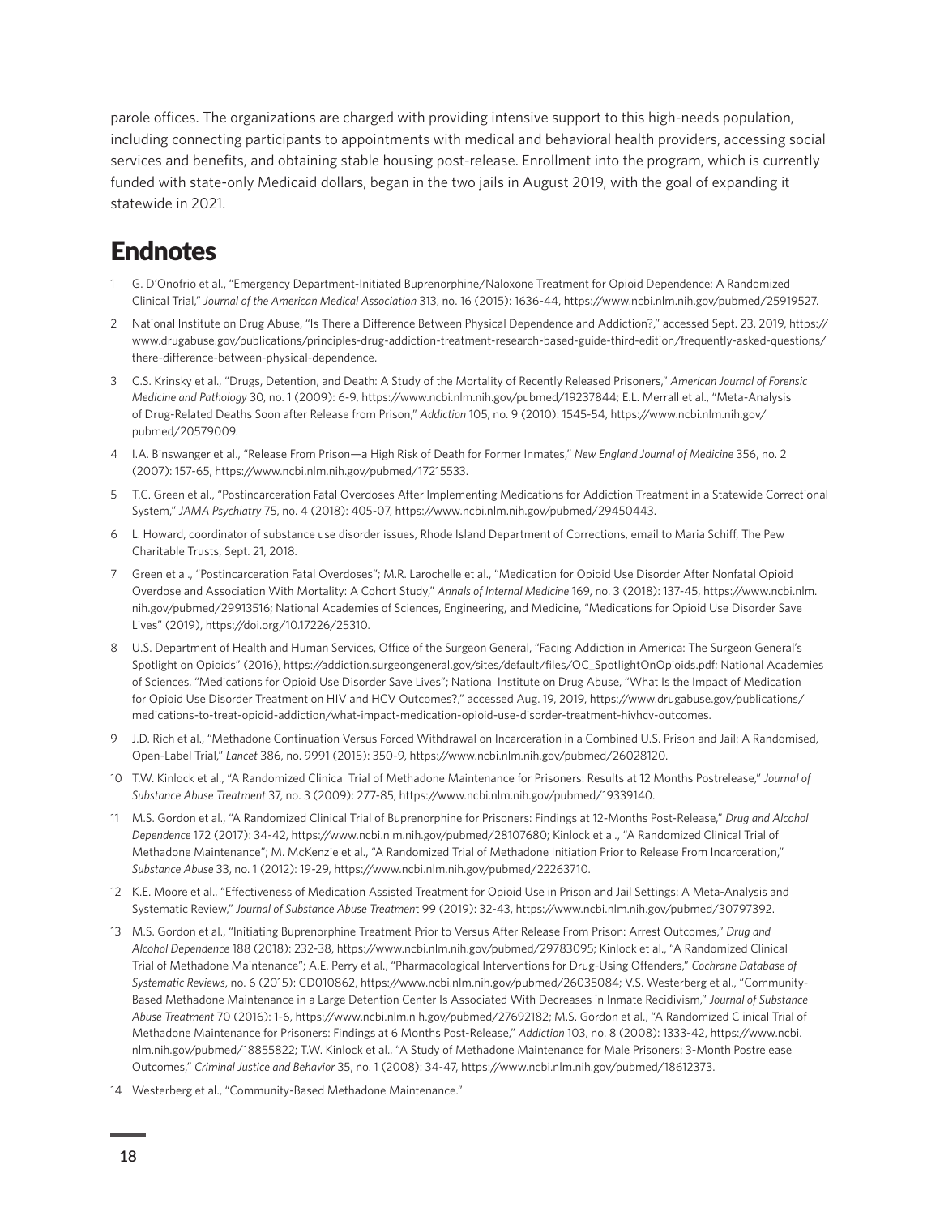parole offices. The organizations are charged with providing intensive support to this high-needs population, including connecting participants to appointments with medical and behavioral health providers, accessing social services and benefits, and obtaining stable housing post-release. Enrollment into the program, which is currently funded with state-only Medicaid dollars, began in the two jails in August 2019, with the goal of expanding it statewide in 2021.

# Endnotes

1 G. D'Onofrio et al., "Emergency Department-Initiated Buprenorphine/Naloxone Treatment for Opioid Dependence: A Randomized Clinical Trial," *Journal of the American Medical Association* 313, no. 16 (2015): 1636-44, https://www.ncbi.nlm.nih.gov/pubmed/25919527.

2 National Institute on Drug Abuse, "Is There a Difference Between Physical Dependence and Addiction?," accessed Sept. 23, 2019, https://www.drugabuse.gov/publications/principles-drug-addiction-treatment-research-based-guide-third-edition/frequently-asked-questions/there-difference-between-physical-dependence.

3 C.S. Krinsky et al., "Drugs, Detention, and Death: A Study of the Mortality of Recently Released Prisoners," *American Journal of Forensic Medicine and Pathology* 30, no. 1 (2009): 6-9, https://www.ncbi.nlm.nih.gov/pubmed/19237844; E.L. Merrall et al., "Meta-Analysis of Drug-Related Deaths Soon after Release from Prison," *Addiction* 105, no. 9 (2010): 1545-54, https://www.ncbi.nlm.nih.gov/pubmed/20579009.

4 I.A. Binswanger et al., "Release From Prison—a High Risk of Death for Former Inmates," *New England Journal of Medicine* 356, no. 2 (2007): 157-65, https://www.ncbi.nlm.nih.gov/pubmed/17215533.

5 T.C. Green et al., "Postincarceration Fatal Overdoses After Implementing Medications for Addiction Treatment in a Statewide Correctional System," *JAMA Psychiatry* 75, no. 4 (2018): 405-07, https://www.ncbi.nlm.nih.gov/pubmed/29450443.

6 L. Howard, coordinator of substance use disorder issues, Rhode Island Department of Corrections, email to Maria Schiff, The Pew Charitable Trusts, Sept. 21, 2018.

7 Green et al., "Postincarceration Fatal Overdoses"; M.R. Larochelle et al., "Medication for Opioid Use Disorder After Nonfatal Opioid Overdose and Association With Mortality: A Cohort Study," *Annals of Internal Medicine* 169, no. 3 (2018): 137-45, https://www.ncbi.nlm.nih.gov/pubmed/29913516; National Academies of Sciences, Engineering, and Medicine, "Medications for Opioid Use Disorder Save Lives" (2019), https://doi.org/10.17226/25310.

8 U.S. Department of Health and Human Services, Office of the Surgeon General, "Facing Addiction in America: The Surgeon General's Spotlight on Opioids" (2016), https://addiction.surgeongeneral.gov/sites/default/files/OC_SpotlightOnOpioids.pdf; National Academies of Sciences, "Medications for Opioid Use Disorder Save Lives"; National Institute on Drug Abuse, "What Is the Impact of Medication for Opioid Use Disorder Treatment on HIV and HCV Outcomes?," accessed Aug. 19, 2019, https://www.drugabuse.gov/publications/medications-to-treat-opioid-addiction/what-impact-medication-opioid-use-disorder-treatment-hivhcv-outcomes.

9 J.D. Rich et al., "Methadone Continuation Versus Forced Withdrawal on Incarceration in a Combined U.S. Prison and Jail: A Randomised, Open-Label Trial," *Lancet* 386, no. 9991 (2015): 350-9, https://www.ncbi.nlm.nih.gov/pubmed/26028120.

10 T.W. Kinlock et al., "A Randomized Clinical Trial of Methadone Maintenance for Prisoners: Results at 12 Months Postrelease," *Journal of Substance Abuse Treatment* 37, no. 3 (2009): 277-85, https://www.ncbi.nlm.nih.gov/pubmed/19339140.

11 M.S. Gordon et al., "A Randomized Clinical Trial of Buprenorphine for Prisoners: Findings at 12-Months Post-Release," *Drug and Alcohol Dependence* 172 (2017): 34-42, https://www.ncbi.nlm.nih.gov/pubmed/28107680; Kinlock et al., "A Randomized Clinical Trial of Methadone Maintenance"; M. McKenzie et al., "A Randomized Trial of Methadone Initiation Prior to Release From Incarceration," *Substance Abuse* 33, no. 1 (2012): 19-29, https://www.ncbi.nlm.nih.gov/pubmed/22263710.

12 K.E. Moore et al., "Effectiveness of Medication Assisted Treatment for Opioid Use in Prison and Jail Settings: A Meta-Analysis and Systematic Review," *Journal of Substance Abuse Treatment* 99 (2019): 32-43, https://www.ncbi.nlm.nih.gov/pubmed/30797392.

13 M.S. Gordon et al., "Initiating Buprenorphine Treatment Prior to Versus After Release From Prison: Arrest Outcomes," *Drug and Alcohol Dependence* 188 (2018): 232-38, https://www.ncbi.nlm.nih.gov/pubmed/29783095; Kinlock et al., "A Randomized Clinical Trial of Methadone Maintenance"; A.E. Perry et al., "Pharmacological Interventions for Drug-Using Offenders," *Cochrane Database of Systematic Reviews*, no. 6 (2015): CD010862, https://www.ncbi.nlm.nih.gov/pubmed/26035084; V.S. Westerberg et al., "Community-Based Methadone Maintenance in a Large Detention Center Is Associated With Decreases in Inmate Recidivism," *Journal of Substance Abuse Treatment* 70 (2016): 1-6, https://www.ncbi.nlm.nih.gov/pubmed/27692182; M.S. Gordon et al., "A Randomized Clinical Trial of Methadone Maintenance for Prisoners: Findings at 6 Months Post-Release," *Addiction* 103, no. 8 (2008): 1333-42, https://www.ncbi.nlm.nih.gov/pubmed/18855822; T.W. Kinlock et al., "A Study of Methadone Maintenance for Male Prisoners: 3-Month Postrelease Outcomes," *Criminal Justice and Behavior* 35, no. 1 (2008): 34-47, https://www.ncbi.nlm.nih.gov/pubmed/18612373.

14 Westerberg et al., "Community-Based Methadone Maintenance."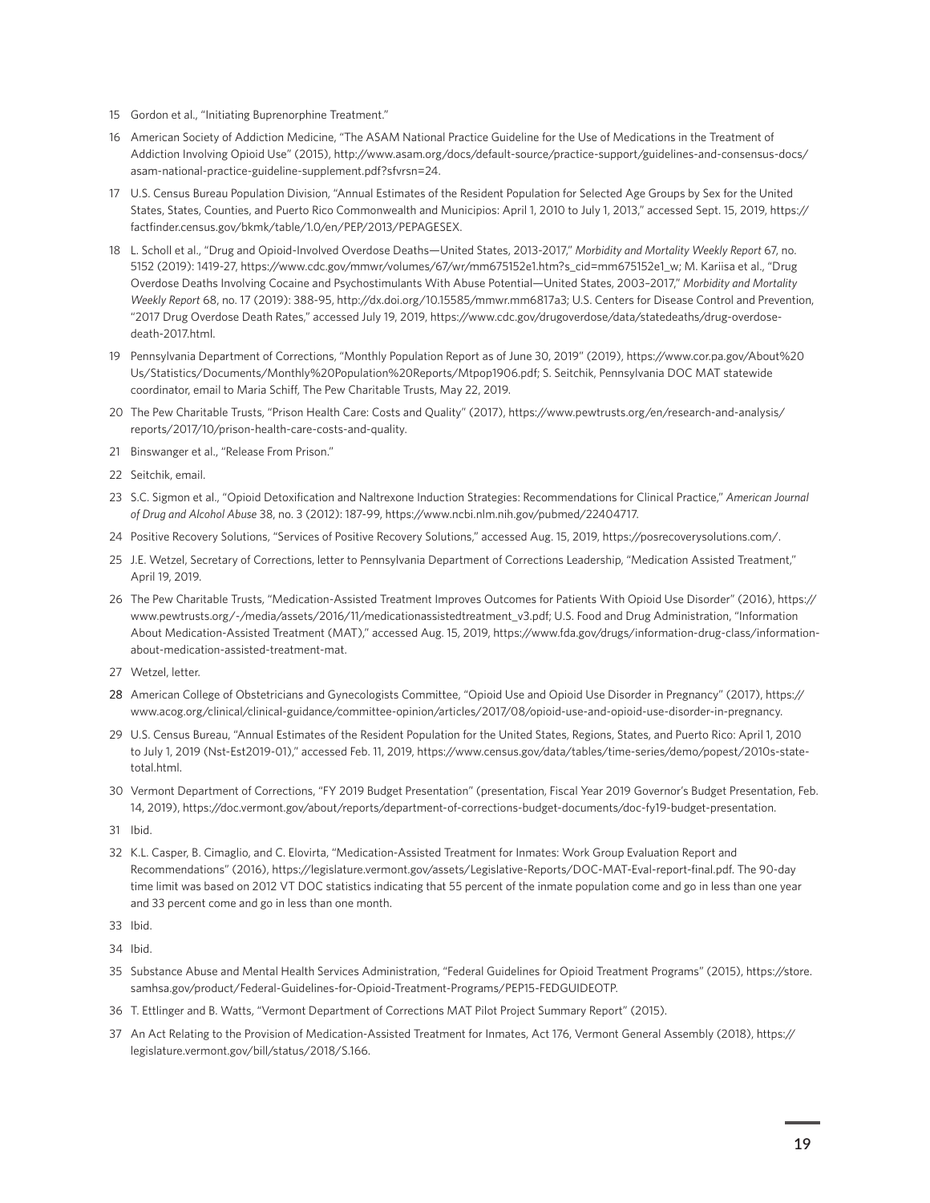15 Gordon et al., "Initiating Buprenorphine Treatment."

16 American Society of Addiction Medicine, "The ASAM National Practice Guideline for the Use of Medications in the Treatment of Addiction Involving Opioid Use" (2015), http://www.asam.org/docs/default-source/practice-support/guidelines-and-consensus-docs/asam-national-practice-guideline-supplement.pdf?sfvrsn=24.

17 U.S. Census Bureau Population Division, "Annual Estimates of the Resident Population for Selected Age Groups by Sex for the United States, States, Counties, and Puerto Rico Commonwealth and Municipios: April 1, 2010 to July 1, 2013," accessed Sept. 15, 2019, https://factfinder.census.gov/bkmk/table/1.0/en/PEP/2013/PEPAGESEX.

18 L. Scholl et al., "Drug and Opioid-Involved Overdose Deaths—United States, 2013-2017," *Morbidity and Mortality Weekly Report* 67, no. 5152 (2019): 1419-27, https://www.cdc.gov/mmwr/volumes/67/wr/mm675152e1.htm?s_cid=mm675152e1_w; M. Kariisa et al., "Drug Overdose Deaths Involving Cocaine and Psychostimulants With Abuse Potential—United States, 2003–2017," *Morbidity and Mortality Weekly Report* 68, no. 17 (2019): 388-95, http://dx.doi.org/10.15585/mmwr.mm6817a3; U.S. Centers for Disease Control and Prevention, "2017 Drug Overdose Death Rates," accessed July 19, 2019, https://www.cdc.gov/drugoverdose/data/statedeaths/drug-overdose-death-2017.html.

19 Pennsylvania Department of Corrections, "Monthly Population Report as of June 30, 2019" (2019), https://www.cor.pa.gov/About%20Us/Statistics/Documents/Monthly%20Population%20Reports/Mtpop1906.pdf; S. Seitchik, Pennsylvania DOC MAT statewide coordinator, email to Maria Schiff, The Pew Charitable Trusts, May 22, 2019.

20 The Pew Charitable Trusts, "Prison Health Care: Costs and Quality" (2017), https://www.pewtrusts.org/en/research-and-analysis/reports/2017/10/prison-health-care-costs-and-quality.

21 Binswanger et al., "Release From Prison."

22 Seitchik, email.

23 S.C. Sigmon et al., "Opioid Detoxification and Naltrexone Induction Strategies: Recommendations for Clinical Practice," *American Journal of Drug and Alcohol Abuse* 38, no. 3 (2012): 187-99, https://www.ncbi.nlm.nih.gov/pubmed/22404717.

24 Positive Recovery Solutions, "Services of Positive Recovery Solutions," accessed Aug. 15, 2019, https://posrecoverysolutions.com/.

25 J.E. Wetzel, Secretary of Corrections, letter to Pennsylvania Department of Corrections Leadership, "Medication Assisted Treatment," April 19, 2019.

26 The Pew Charitable Trusts, "Medication-Assisted Treatment Improves Outcomes for Patients With Opioid Use Disorder" (2016), https://www.pewtrusts.org/-/media/assets/2016/11/medicationassistedtreatment_v3.pdf; U.S. Food and Drug Administration, "Information About Medication-Assisted Treatment (MAT)," accessed Aug. 15, 2019, https://www.fda.gov/drugs/information-drug-class/information-about-medication-assisted-treatment-mat.

27 Wetzel, letter.

28 American College of Obstetricians and Gynecologists Committee, "Opioid Use and Opioid Use Disorder in Pregnancy" (2017), https://www.acog.org/clinical/clinical-guidance/committee-opinion/articles/2017/08/opioid-use-and-opioid-use-disorder-in-pregnancy.

29 U.S. Census Bureau, "Annual Estimates of the Resident Population for the United States, Regions, States, and Puerto Rico: April 1, 2010 to July 1, 2019 (Nst-Est2019-01)," accessed Feb. 11, 2019, https://www.census.gov/data/tables/time-series/demo/popest/2010s-state-total.html.

30 Vermont Department of Corrections, "FY 2019 Budget Presentation" (presentation, Fiscal Year 2019 Governor's Budget Presentation, Feb. 14, 2019), https://doc.vermont.gov/about/reports/department-of-corrections-budget-documents/doc-fy19-budget-presentation.

31 Ibid.

32 K.L. Casper, B. Cimaglio, and C. Elovirta, "Medication-Assisted Treatment for Inmates: Work Group Evaluation Report and Recommendations" (2016), https://legislature.vermont.gov/assets/Legislative-Reports/DOC-MAT-Eval-report-final.pdf. The 90-day time limit was based on 2012 VT DOC statistics indicating that 55 percent of the inmate population come and go in less than one year and 33 percent come and go in less than one month.

33 Ibid.

34 Ibid.

35 Substance Abuse and Mental Health Services Administration, "Federal Guidelines for Opioid Treatment Programs" (2015), https://store.samhsa.gov/product/Federal-Guidelines-for-Opioid-Treatment-Programs/PEP15-FEDGUIDEOTP.

36 T. Ettlinger and B. Watts, "Vermont Department of Corrections MAT Pilot Project Summary Report" (2015).

37 An Act Relating to the Provision of Medication-Assisted Treatment for Inmates, Act 176, Vermont General Assembly (2018), https://legislature.vermont.gov/bill/status/2018/S.166.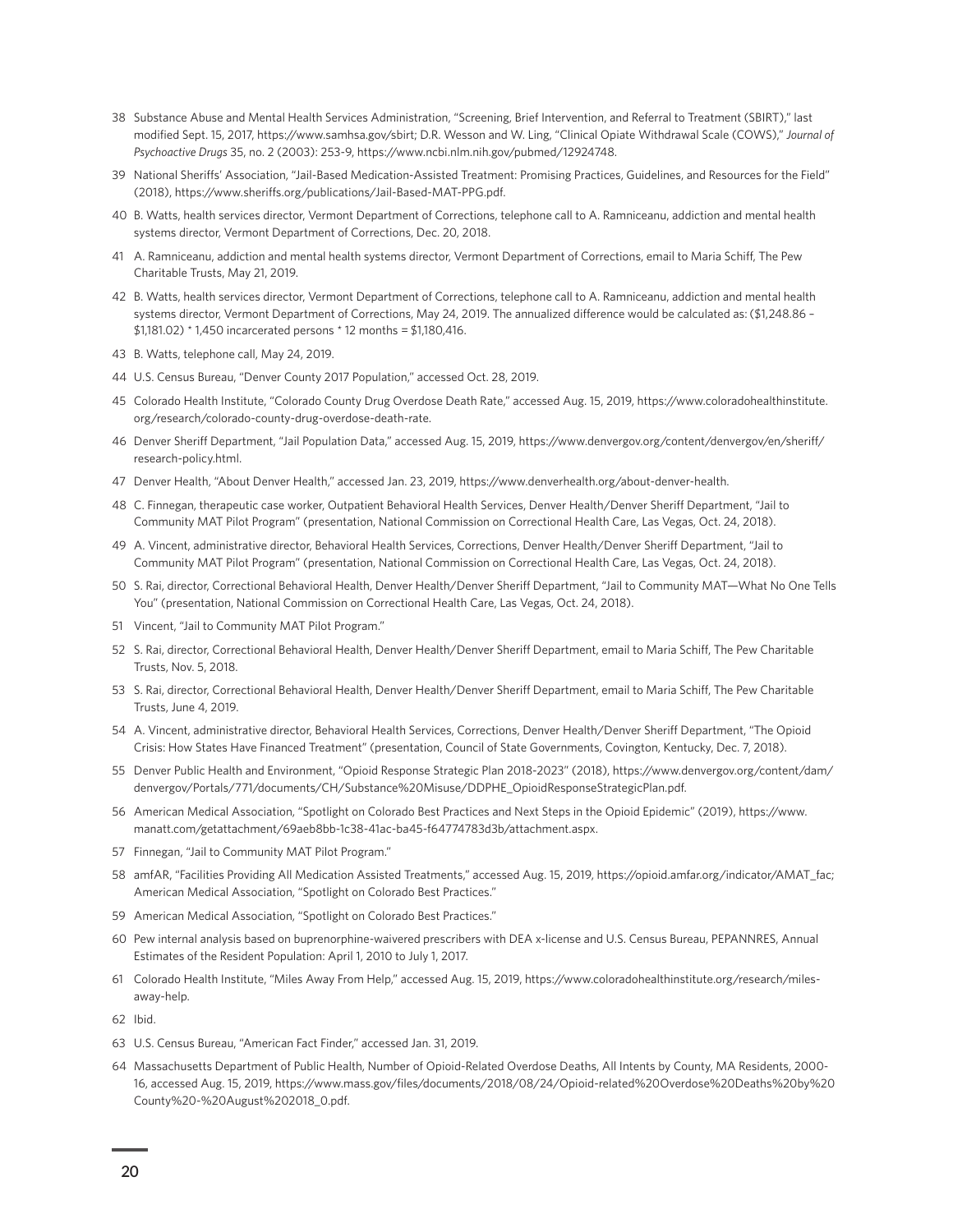38 Substance Abuse and Mental Health Services Administration, "Screening, Brief Intervention, and Referral to Treatment (SBIRT)," last modified Sept. 15, 2017, https://www.samhsa.gov/sbirt; D.R. Wesson and W. Ling, "Clinical Opiate Withdrawal Scale (COWS)," *Journal of Psychoactive Drugs* 35, no. 2 (2003): 253-9, https://www.ncbi.nlm.nih.gov/pubmed/12924748.

39 National Sheriffs' Association, "Jail-Based Medication-Assisted Treatment: Promising Practices, Guidelines, and Resources for the Field" (2018), https://www.sheriffs.org/publications/Jail-Based-MAT-PPG.pdf.

40 B. Watts, health services director, Vermont Department of Corrections, telephone call to A. Ramniceanu, addiction and mental health systems director, Vermont Department of Corrections, Dec. 20, 2018.

41 A. Ramniceanu, addiction and mental health systems director, Vermont Department of Corrections, email to Maria Schiff, The Pew Charitable Trusts, May 21, 2019.

42 B. Watts, health services director, Vermont Department of Corrections, telephone call to A. Ramniceanu, addiction and mental health systems director, Vermont Department of Corrections, May 24, 2019. The annualized difference would be calculated as: ($1,248.86 – $1,181.02) * 1,450 incarcerated persons * 12 months = $1,180,416.

43 B. Watts, telephone call, May 24, 2019.

44 U.S. Census Bureau, "Denver County 2017 Population," accessed Oct. 28, 2019.

45 Colorado Health Institute, "Colorado County Drug Overdose Death Rate," accessed Aug. 15, 2019, https://www.coloradohealthinstitute.org/research/colorado-county-drug-overdose-death-rate.

46 Denver Sheriff Department, "Jail Population Data," accessed Aug. 15, 2019, https://www.denvergov.org/content/denvergov/en/sheriff/research-policy.html.

47 Denver Health, "About Denver Health," accessed Jan. 23, 2019, https://www.denverhealth.org/about-denver-health.

48 C. Finnegan, therapeutic case worker, Outpatient Behavioral Health Services, Denver Health/Denver Sheriff Department, "Jail to Community MAT Pilot Program" (presentation, National Commission on Correctional Health Care, Las Vegas, Oct. 24, 2018).

49 A. Vincent, administrative director, Behavioral Health Services, Corrections, Denver Health/Denver Sheriff Department, "Jail to Community MAT Pilot Program" (presentation, National Commission on Correctional Health Care, Las Vegas, Oct. 24, 2018).

50 S. Rai, director, Correctional Behavioral Health, Denver Health/Denver Sheriff Department, "Jail to Community MAT—What No One Tells You" (presentation, National Commission on Correctional Health Care, Las Vegas, Oct. 24, 2018).

51 Vincent, "Jail to Community MAT Pilot Program."

52 S. Rai, director, Correctional Behavioral Health, Denver Health/Denver Sheriff Department, email to Maria Schiff, The Pew Charitable Trusts, Nov. 5, 2018.

53 S. Rai, director, Correctional Behavioral Health, Denver Health/Denver Sheriff Department, email to Maria Schiff, The Pew Charitable Trusts, June 4, 2019.

54 A. Vincent, administrative director, Behavioral Health Services, Corrections, Denver Health/Denver Sheriff Department, "The Opioid Crisis: How States Have Financed Treatment" (presentation, Council of State Governments, Covington, Kentucky, Dec. 7, 2018).

55 Denver Public Health and Environment, "Opioid Response Strategic Plan 2018-2023" (2018), https://www.denvergov.org/content/dam/denvergov/Portals/771/documents/CH/Substance%20Misuse/DDPHE_OpioidResponseStrategicPlan.pdf.

56 American Medical Association, "Spotlight on Colorado Best Practices and Next Steps in the Opioid Epidemic" (2019), https://www.manatt.com/getattachment/69aeb8bb-1c38-41ac-ba45-f64774783d3b/attachment.aspx.

57 Finnegan, "Jail to Community MAT Pilot Program."

58 amfAR, "Facilities Providing All Medication Assisted Treatments," accessed Aug. 15, 2019, https://opioid.amfar.org/indicator/AMAT_fac; American Medical Association, "Spotlight on Colorado Best Practices."

59 American Medical Association, "Spotlight on Colorado Best Practices."

60 Pew internal analysis based on buprenorphine-waivered prescribers with DEA x-license and U.S. Census Bureau, PEPANNRES, Annual Estimates of the Resident Population: April 1, 2010 to July 1, 2017.

61 Colorado Health Institute, "Miles Away From Help," accessed Aug. 15, 2019, https://www.coloradohealthinstitute.org/research/miles-away-help.

62 Ibid.

63 U.S. Census Bureau, "American Fact Finder," accessed Jan. 31, 2019.

64 Massachusetts Department of Public Health, Number of Opioid-Related Overdose Deaths, All Intents by County, MA Residents, 2000-16, accessed Aug. 15, 2019, https://www.mass.gov/files/documents/2018/08/24/Opioid-related%20Overdose%20Deaths%20by%20County%20-%20August%202018_0.pdf.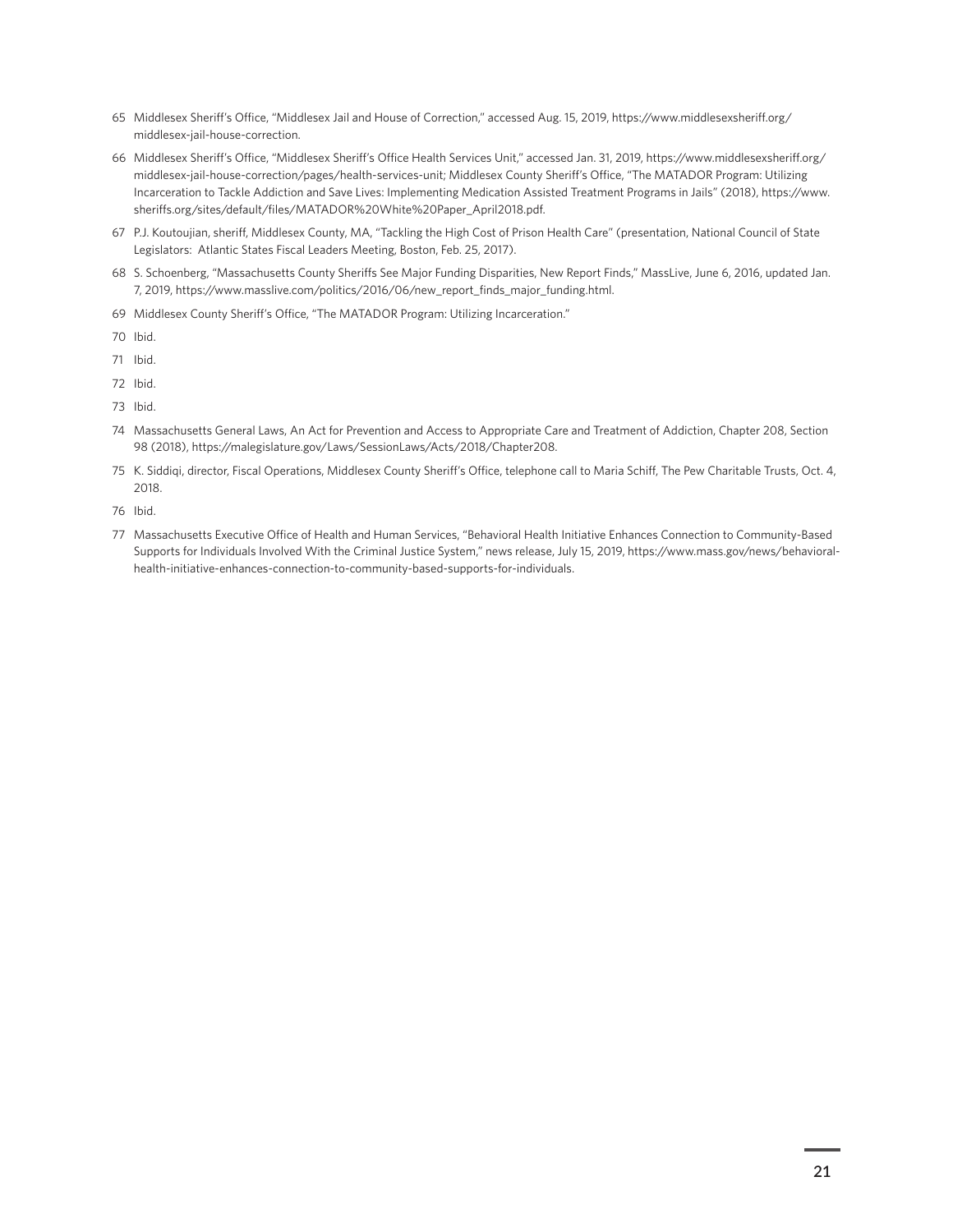65 Middlesex Sheriff's Office, "Middlesex Jail and House of Correction," accessed Aug. 15, 2019, https://www.middlesexsheriff.org/middlesex-jail-house-correction.

66 Middlesex Sheriff's Office, "Middlesex Sheriff's Office Health Services Unit," accessed Jan. 31, 2019, https://www.middlesexsheriff.org/middlesex-jail-house-correction/pages/health-services-unit; Middlesex County Sheriff's Office, "The MATADOR Program: Utilizing Incarceration to Tackle Addiction and Save Lives: Implementing Medication Assisted Treatment Programs in Jails" (2018), https://www.sheriffs.org/sites/default/files/MATADOR%20White%20Paper_April2018.pdf.

67 P.J. Koutoujian, sheriff, Middlesex County, MA, "Tackling the High Cost of Prison Health Care" (presentation, National Council of State Legislators: Atlantic States Fiscal Leaders Meeting, Boston, Feb. 25, 2017).

68 S. Schoenberg, "Massachusetts County Sheriffs See Major Funding Disparities, New Report Finds," MassLive, June 6, 2016, updated Jan. 7, 2019, https://www.masslive.com/politics/2016/06/new_report_finds_major_funding.html.

69 Middlesex County Sheriff's Office, "The MATADOR Program: Utilizing Incarceration."

70 Ibid.

71 Ibid.

72 Ibid.

73 Ibid.

74 Massachusetts General Laws, An Act for Prevention and Access to Appropriate Care and Treatment of Addiction, Chapter 208, Section 98 (2018), https://malegislature.gov/Laws/SessionLaws/Acts/2018/Chapter208.

75 K. Siddiqi, director, Fiscal Operations, Middlesex County Sheriff's Office, telephone call to Maria Schiff, The Pew Charitable Trusts, Oct. 4, 2018.

76 Ibid.

77 Massachusetts Executive Office of Health and Human Services, "Behavioral Health Initiative Enhances Connection to Community-Based Supports for Individuals Involved With the Criminal Justice System," news release, July 15, 2019, https://www.mass.gov/news/behavioral-health-initiative-enhances-connection-to-community-based-supports-for-individuals.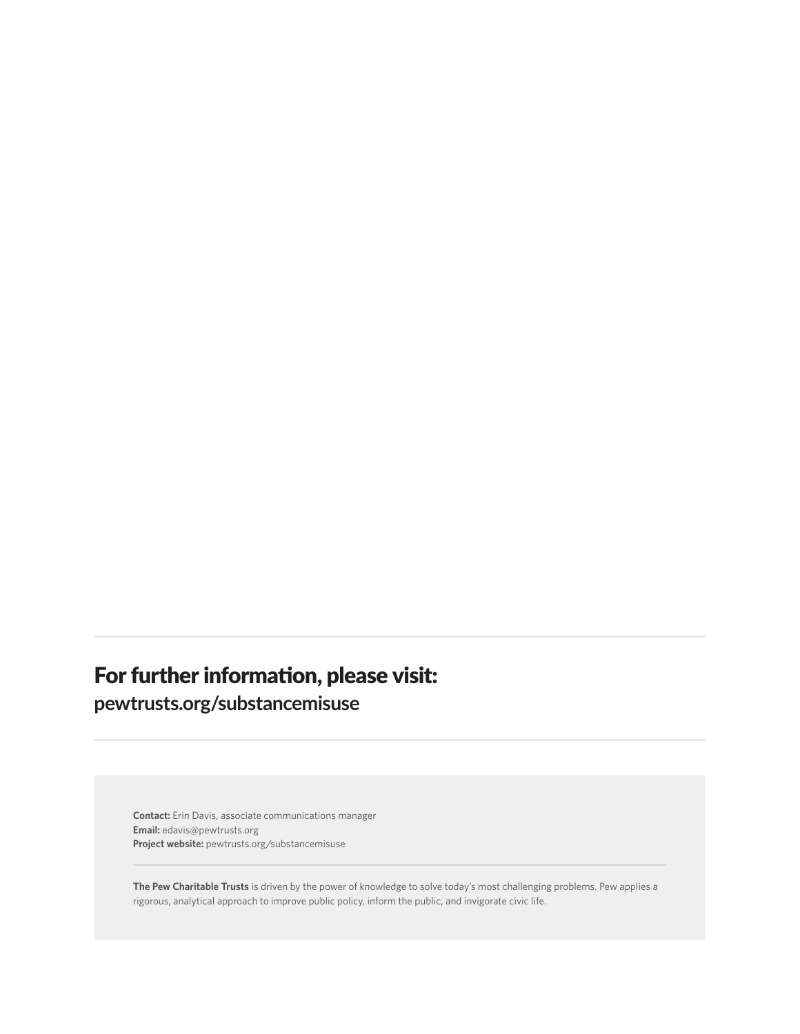## For further information, please visit:

**pewtrusts.org/substancemisuse**

**Contact:** Erin Davis, associate communications manager
**Email:** edavis@pewtrusts.org
**Project website:** pewtrusts.org/substancemisuse

**The Pew Charitable Trusts** is driven by the power of knowledge to solve today's most challenging problems. Pew applies a rigorous, analytical approach to improve public policy, inform the public, and invigorate civic life.